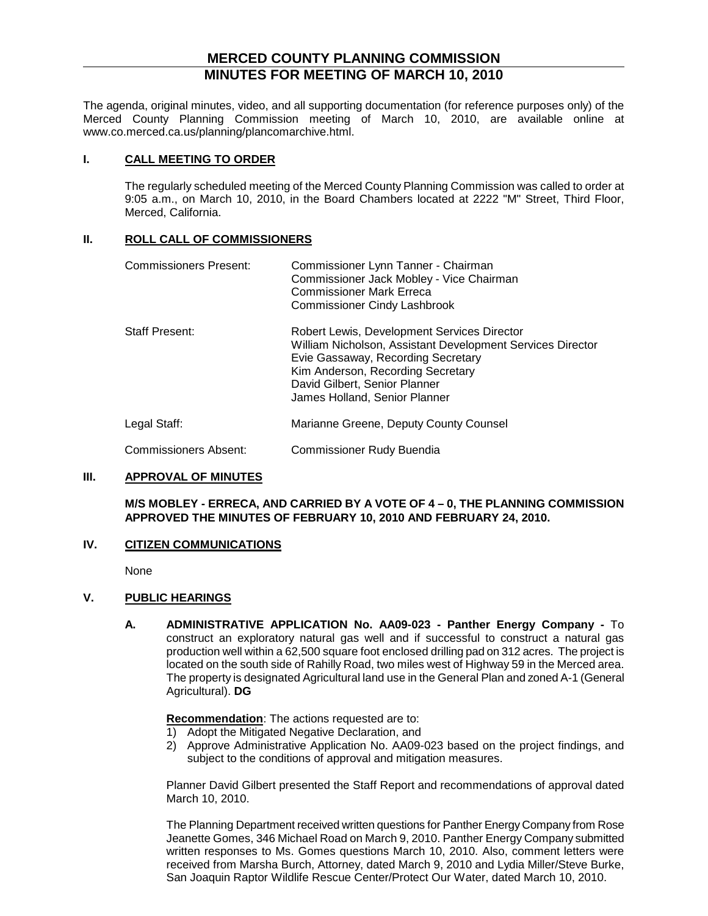# MERCED COUNTY PLANNING COMMISSION
## MINUTES FOR MEETING OF MARCH 10, 2010

The agenda, original minutes, video, and all supporting documentation (for reference purposes only) of the Merced County Planning Commission meeting of March 10, 2010, are available online at www.co.merced.ca.us/planning/plancomarchive.html.

### I. CALL MEETING TO ORDER

The regularly scheduled meeting of the Merced County Planning Commission was called to order at 9:05 a.m., on March 10, 2010, in the Board Chambers located at 2222 "M" Street, Third Floor, Merced, California.

### II. ROLL CALL OF COMMISSIONERS

| | |
|---|---|
| Commissioners Present: | Commissioner Lynn Tanner - Chairman<br>Commissioner Jack Mobley - Vice Chairman<br>Commissioner Mark Erreca<br>Commissioner Cindy Lashbrook |
| Staff Present: | Robert Lewis, Development Services Director<br>William Nicholson, Assistant Development Services Director<br>Evie Gassaway, Recording Secretary<br>Kim Anderson, Recording Secretary<br>David Gilbert, Senior Planner<br>James Holland, Senior Planner |
| Legal Staff: | Marianne Greene, Deputy County Counsel |
| Commissioners Absent: | Commissioner Rudy Buendia |

### III. APPROVAL OF MINUTES

**M/S MOBLEY - ERRECA, AND CARRIED BY A VOTE OF 4 – 0, THE PLANNING COMMISSION APPROVED THE MINUTES OF FEBRUARY 10, 2010 AND FEBRUARY 24, 2010.**

### IV. CITIZEN COMMUNICATIONS

None

### V. PUBLIC HEARINGS

**A. ADMINISTRATIVE APPLICATION No. AA09-023 - Panther Energy Company -** To construct an exploratory natural gas well and if successful to construct a natural gas production well within a 62,500 square foot enclosed drilling pad on 312 acres. The project is located on the south side of Rahilly Road, two miles west of Highway 59 in the Merced area. The property is designated Agricultural land use in the General Plan and zoned A-1 (General Agricultural). **DG**

**Recommendation**: The actions requested are to:

1) Adopt the Mitigated Negative Declaration, and
2) Approve Administrative Application No. AA09-023 based on the project findings, and subject to the conditions of approval and mitigation measures.

Planner David Gilbert presented the Staff Report and recommendations of approval dated March 10, 2010.

The Planning Department received written questions for Panther Energy Company from Rose Jeanette Gomes, 346 Michael Road on March 9, 2010. Panther Energy Company submitted written responses to Ms. Gomes questions March 10, 2010. Also, comment letters were received from Marsha Burch, Attorney, dated March 9, 2010 and Lydia Miller/Steve Burke, San Joaquin Raptor Wildlife Rescue Center/Protect Our Water, dated March 10, 2010.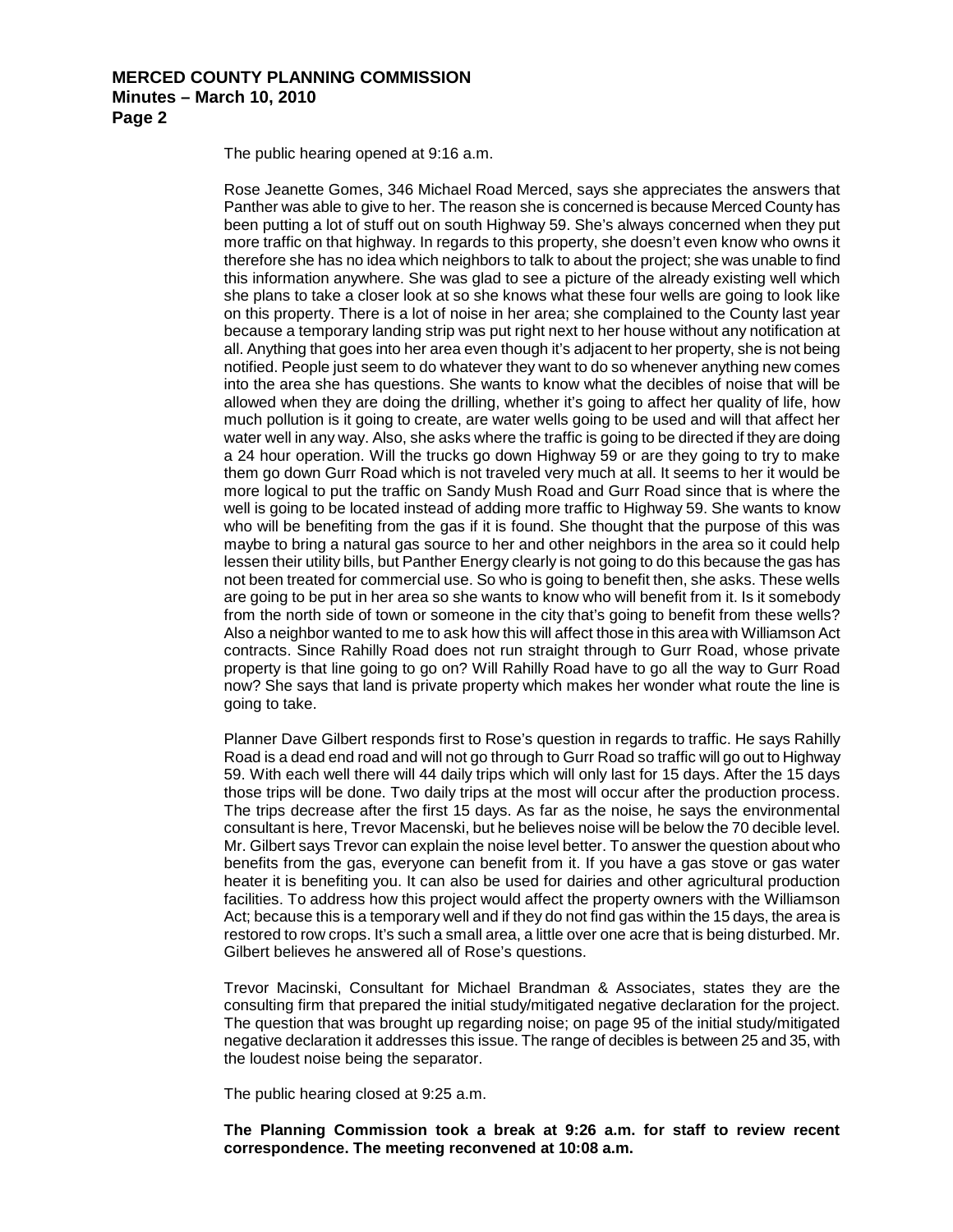The public hearing opened at 9:16 a.m.

Rose Jeanette Gomes, 346 Michael Road Merced, says she appreciates the answers that Panther was able to give to her. The reason she is concerned is because Merced County has been putting a lot of stuff out on south Highway 59. She's always concerned when they put more traffic on that highway. In regards to this property, she doesn't even know who owns it therefore she has no idea which neighbors to talk to about the project; she was unable to find this information anywhere. She was glad to see a picture of the already existing well which she plans to take a closer look at so she knows what these four wells are going to look like on this property. There is a lot of noise in her area; she complained to the County last year because a temporary landing strip was put right next to her house without any notification at all. Anything that goes into her area even though it's adjacent to her property, she is not being notified. People just seem to do whatever they want to do so whenever anything new comes into the area she has questions. She wants to know what the decibles of noise that will be allowed when they are doing the drilling, whether it's going to affect her quality of life, how much pollution is it going to create, are water wells going to be used and will that affect her water well in any way. Also, she asks where the traffic is going to be directed if they are doing a 24 hour operation. Will the trucks go down Highway 59 or are they going to try to make them go down Gurr Road which is not traveled very much at all. It seems to her it would be more logical to put the traffic on Sandy Mush Road and Gurr Road since that is where the well is going to be located instead of adding more traffic to Highway 59. She wants to know who will be benefiting from the gas if it is found. She thought that the purpose of this was maybe to bring a natural gas source to her and other neighbors in the area so it could help lessen their utility bills, but Panther Energy clearly is not going to do this because the gas has not been treated for commercial use. So who is going to benefit then, she asks. These wells are going to be put in her area so she wants to know who will benefit from it. Is it somebody from the north side of town or someone in the city that's going to benefit from these wells? Also a neighbor wanted to me to ask how this will affect those in this area with Williamson Act contracts. Since Rahilly Road does not run straight through to Gurr Road, whose private property is that line going to go on? Will Rahilly Road have to go all the way to Gurr Road now? She says that land is private property which makes her wonder what route the line is going to take.

Planner Dave Gilbert responds first to Rose's question in regards to traffic. He says Rahilly Road is a dead end road and will not go through to Gurr Road so traffic will go out to Highway 59. With each well there will 44 daily trips which will only last for 15 days. After the 15 days those trips will be done. Two daily trips at the most will occur after the production process. The trips decrease after the first 15 days. As far as the noise, he says the environmental consultant is here, Trevor Macenski, but he believes noise will be below the 70 decible level. Mr. Gilbert says Trevor can explain the noise level better. To answer the question about who benefits from the gas, everyone can benefit from it. If you have a gas stove or gas water heater it is benefiting you. It can also be used for dairies and other agricultural production facilities. To address how this project would affect the property owners with the Williamson Act; because this is a temporary well and if they do not find gas within the 15 days, the area is restored to row crops. It's such a small area, a little over one acre that is being disturbed. Mr. Gilbert believes he answered all of Rose's questions.

Trevor Macinski, Consultant for Michael Brandman & Associates, states they are the consulting firm that prepared the initial study/mitigated negative declaration for the project. The question that was brought up regarding noise; on page 95 of the initial study/mitigated negative declaration it addresses this issue. The range of decibles is between 25 and 35, with the loudest noise being the separator.

The public hearing closed at 9:25 a.m.

**The Planning Commission took a break at 9:26 a.m. for staff to review recent correspondence. The meeting reconvened at 10:08 a.m.**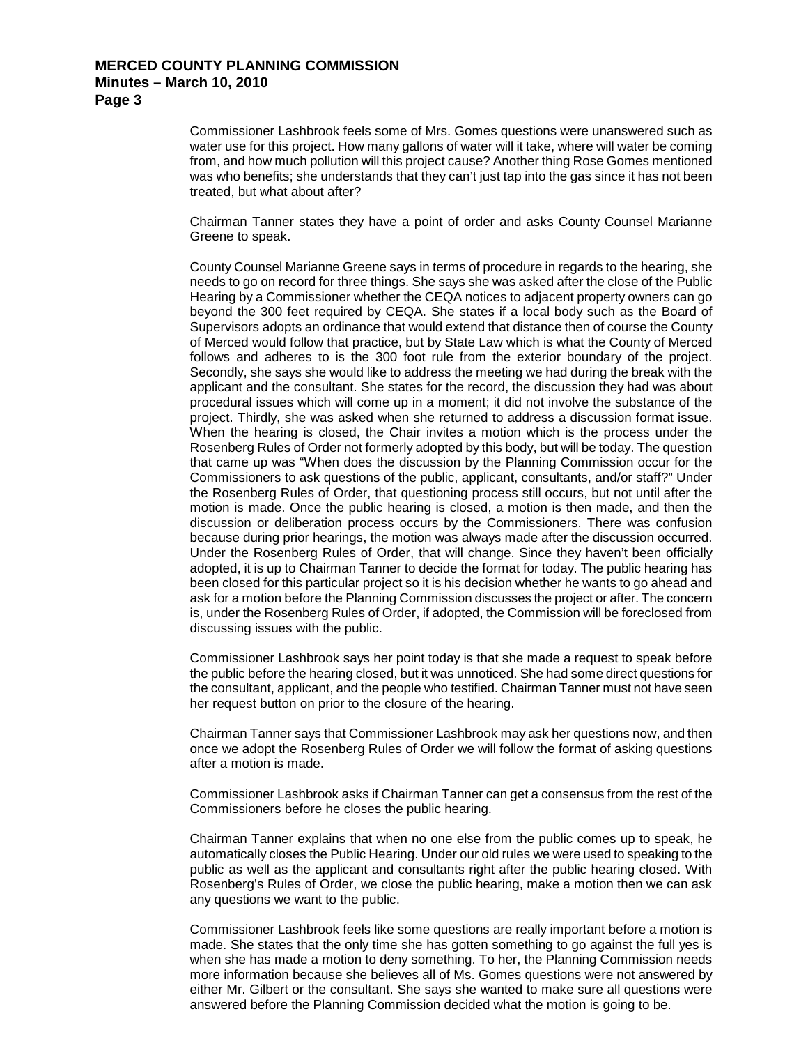Commissioner Lashbrook feels some of Mrs. Gomes questions were unanswered such as water use for this project. How many gallons of water will it take, where will water be coming from, and how much pollution will this project cause? Another thing Rose Gomes mentioned was who benefits; she understands that they can't just tap into the gas since it has not been treated, but what about after?

Chairman Tanner states they have a point of order and asks County Counsel Marianne Greene to speak.

County Counsel Marianne Greene says in terms of procedure in regards to the hearing, she needs to go on record for three things. She says she was asked after the close of the Public Hearing by a Commissioner whether the CEQA notices to adjacent property owners can go beyond the 300 feet required by CEQA. She states if a local body such as the Board of Supervisors adopts an ordinance that would extend that distance then of course the County of Merced would follow that practice, but by State Law which is what the County of Merced follows and adheres to is the 300 foot rule from the exterior boundary of the project. Secondly, she says she would like to address the meeting we had during the break with the applicant and the consultant. She states for the record, the discussion they had was about procedural issues which will come up in a moment; it did not involve the substance of the project. Thirdly, she was asked when she returned to address a discussion format issue. When the hearing is closed, the Chair invites a motion which is the process under the Rosenberg Rules of Order not formerly adopted by this body, but will be today. The question that came up was "When does the discussion by the Planning Commission occur for the Commissioners to ask questions of the public, applicant, consultants, and/or staff?" Under the Rosenberg Rules of Order, that questioning process still occurs, but not until after the motion is made. Once the public hearing is closed, a motion is then made, and then the discussion or deliberation process occurs by the Commissioners. There was confusion because during prior hearings, the motion was always made after the discussion occurred. Under the Rosenberg Rules of Order, that will change. Since they haven't been officially adopted, it is up to Chairman Tanner to decide the format for today. The public hearing has been closed for this particular project so it is his decision whether he wants to go ahead and ask for a motion before the Planning Commission discusses the project or after. The concern is, under the Rosenberg Rules of Order, if adopted, the Commission will be foreclosed from discussing issues with the public.

Commissioner Lashbrook says her point today is that she made a request to speak before the public before the hearing closed, but it was unnoticed. She had some direct questions for the consultant, applicant, and the people who testified. Chairman Tanner must not have seen her request button on prior to the closure of the hearing.

Chairman Tanner says that Commissioner Lashbrook may ask her questions now, and then once we adopt the Rosenberg Rules of Order we will follow the format of asking questions after a motion is made.

Commissioner Lashbrook asks if Chairman Tanner can get a consensus from the rest of the Commissioners before he closes the public hearing.

Chairman Tanner explains that when no one else from the public comes up to speak, he automatically closes the Public Hearing. Under our old rules we were used to speaking to the public as well as the applicant and consultants right after the public hearing closed. With Rosenberg's Rules of Order, we close the public hearing, make a motion then we can ask any questions we want to the public.

Commissioner Lashbrook feels like some questions are really important before a motion is made. She states that the only time she has gotten something to go against the full yes is when she has made a motion to deny something. To her, the Planning Commission needs more information because she believes all of Ms. Gomes questions were not answered by either Mr. Gilbert or the consultant. She says she wanted to make sure all questions were answered before the Planning Commission decided what the motion is going to be.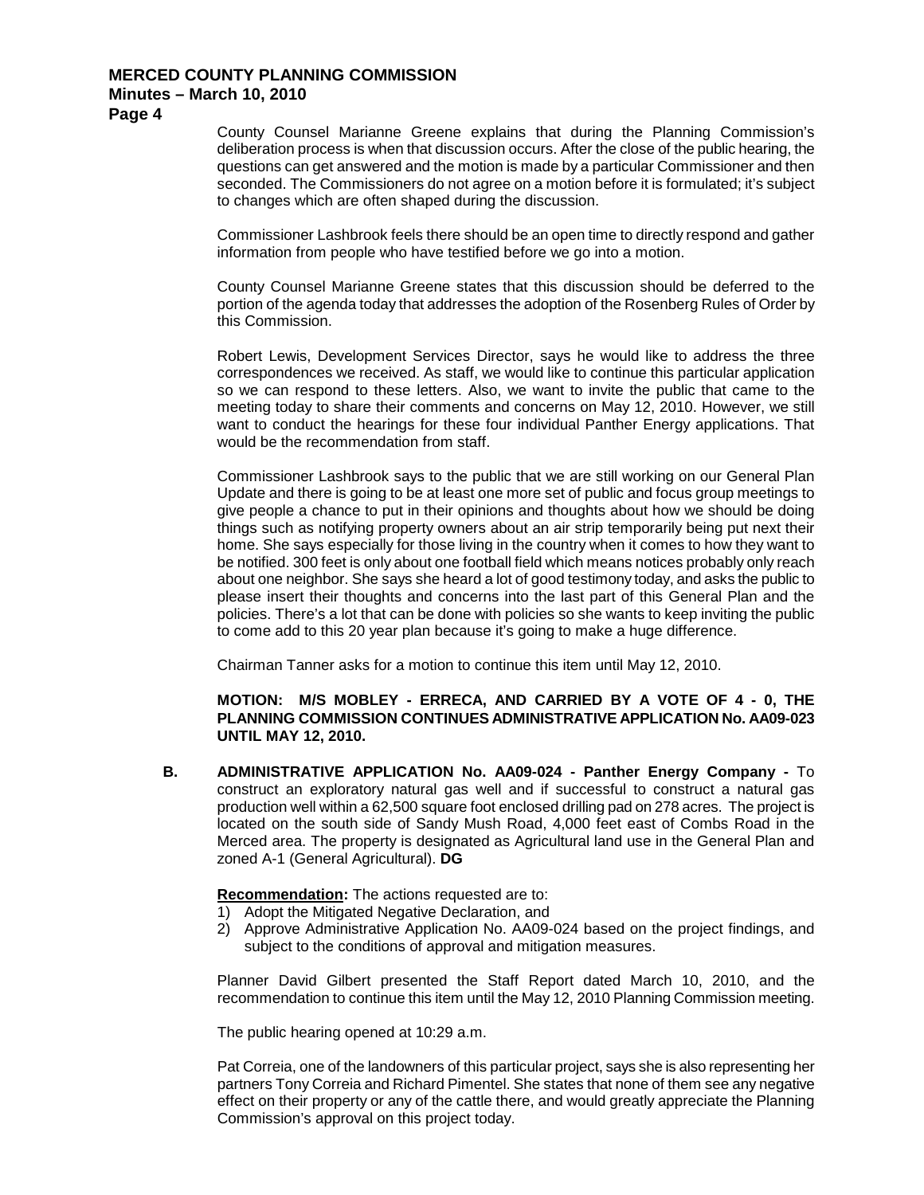County Counsel Marianne Greene explains that during the Planning Commission's deliberation process is when that discussion occurs. After the close of the public hearing, the questions can get answered and the motion is made by a particular Commissioner and then seconded. The Commissioners do not agree on a motion before it is formulated; it's subject to changes which are often shaped during the discussion.

Commissioner Lashbrook feels there should be an open time to directly respond and gather information from people who have testified before we go into a motion.

County Counsel Marianne Greene states that this discussion should be deferred to the portion of the agenda today that addresses the adoption of the Rosenberg Rules of Order by this Commission.

Robert Lewis, Development Services Director, says he would like to address the three correspondences we received. As staff, we would like to continue this particular application so we can respond to these letters. Also, we want to invite the public that came to the meeting today to share their comments and concerns on May 12, 2010. However, we still want to conduct the hearings for these four individual Panther Energy applications. That would be the recommendation from staff.

Commissioner Lashbrook says to the public that we are still working on our General Plan Update and there is going to be at least one more set of public and focus group meetings to give people a chance to put in their opinions and thoughts about how we should be doing things such as notifying property owners about an air strip temporarily being put next their home. She says especially for those living in the country when it comes to how they want to be notified. 300 feet is only about one football field which means notices probably only reach about one neighbor. She says she heard a lot of good testimony today, and asks the public to please insert their thoughts and concerns into the last part of this General Plan and the policies. There's a lot that can be done with policies so she wants to keep inviting the public to come add to this 20 year plan because it's going to make a huge difference.

Chairman Tanner asks for a motion to continue this item until May 12, 2010.

**MOTION: M/S MOBLEY - ERRECA, AND CARRIED BY A VOTE OF 4 - 0, THE PLANNING COMMISSION CONTINUES ADMINISTRATIVE APPLICATION No. AA09-023 UNTIL MAY 12, 2010.**

**B. ADMINISTRATIVE APPLICATION No. AA09-024 - Panther Energy Company -** To construct an exploratory natural gas well and if successful to construct a natural gas production well within a 62,500 square foot enclosed drilling pad on 278 acres. The project is located on the south side of Sandy Mush Road, 4,000 feet east of Combs Road in the Merced area. The property is designated as Agricultural land use in the General Plan and zoned A-1 (General Agricultural). **DG**

**Recommendation:** The actions requested are to:

1) Adopt the Mitigated Negative Declaration, and
2) Approve Administrative Application No. AA09-024 based on the project findings, and subject to the conditions of approval and mitigation measures.

Planner David Gilbert presented the Staff Report dated March 10, 2010, and the recommendation to continue this item until the May 12, 2010 Planning Commission meeting.

The public hearing opened at 10:29 a.m.

Pat Correia, one of the landowners of this particular project, says she is also representing her partners Tony Correia and Richard Pimentel. She states that none of them see any negative effect on their property or any of the cattle there, and would greatly appreciate the Planning Commission's approval on this project today.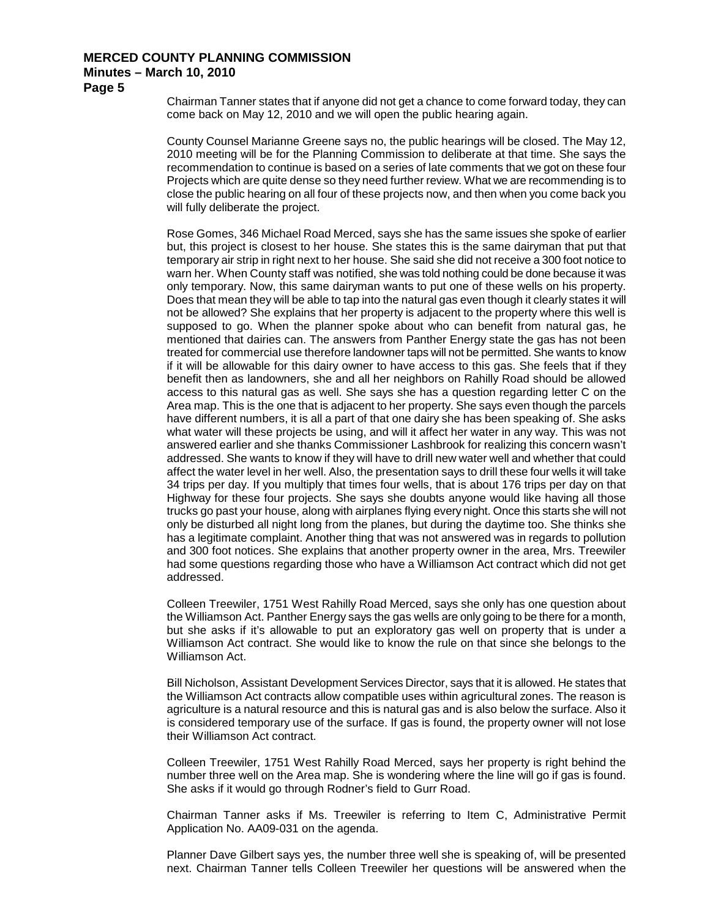Chairman Tanner states that if anyone did not get a chance to come forward today, they can come back on May 12, 2010 and we will open the public hearing again.

County Counsel Marianne Greene says no, the public hearings will be closed. The May 12, 2010 meeting will be for the Planning Commission to deliberate at that time. She says the recommendation to continue is based on a series of late comments that we got on these four Projects which are quite dense so they need further review. What we are recommending is to close the public hearing on all four of these projects now, and then when you come back you will fully deliberate the project.

Rose Gomes, 346 Michael Road Merced, says she has the same issues she spoke of earlier but, this project is closest to her house. She states this is the same dairyman that put that temporary air strip in right next to her house. She said she did not receive a 300 foot notice to warn her. When County staff was notified, she was told nothing could be done because it was only temporary. Now, this same dairyman wants to put one of these wells on his property. Does that mean they will be able to tap into the natural gas even though it clearly states it will not be allowed? She explains that her property is adjacent to the property where this well is supposed to go. When the planner spoke about who can benefit from natural gas, he mentioned that dairies can. The answers from Panther Energy state the gas has not been treated for commercial use therefore landowner taps will not be permitted. She wants to know if it will be allowable for this dairy owner to have access to this gas. She feels that if they benefit then as landowners, she and all her neighbors on Rahilly Road should be allowed access to this natural gas as well. She says she has a question regarding letter C on the Area map. This is the one that is adjacent to her property. She says even though the parcels have different numbers, it is all a part of that one dairy she has been speaking of. She asks what water will these projects be using, and will it affect her water in any way. This was not answered earlier and she thanks Commissioner Lashbrook for realizing this concern wasn't addressed. She wants to know if they will have to drill new water well and whether that could affect the water level in her well. Also, the presentation says to drill these four wells it will take 34 trips per day. If you multiply that times four wells, that is about 176 trips per day on that Highway for these four projects. She says she doubts anyone would like having all those trucks go past your house, along with airplanes flying every night. Once this starts she will not only be disturbed all night long from the planes, but during the daytime too. She thinks she has a legitimate complaint. Another thing that was not answered was in regards to pollution and 300 foot notices. She explains that another property owner in the area, Mrs. Treewiler had some questions regarding those who have a Williamson Act contract which did not get addressed.

Colleen Treewiler, 1751 West Rahilly Road Merced, says she only has one question about the Williamson Act. Panther Energy says the gas wells are only going to be there for a month, but she asks if it's allowable to put an exploratory gas well on property that is under a Williamson Act contract. She would like to know the rule on that since she belongs to the Williamson Act.

Bill Nicholson, Assistant Development Services Director, says that it is allowed. He states that the Williamson Act contracts allow compatible uses within agricultural zones. The reason is agriculture is a natural resource and this is natural gas and is also below the surface. Also it is considered temporary use of the surface. If gas is found, the property owner will not lose their Williamson Act contract.

Colleen Treewiler, 1751 West Rahilly Road Merced, says her property is right behind the number three well on the Area map. She is wondering where the line will go if gas is found. She asks if it would go through Rodner's field to Gurr Road.

Chairman Tanner asks if Ms. Treewiler is referring to Item C, Administrative Permit Application No. AA09-031 on the agenda.

Planner Dave Gilbert says yes, the number three well she is speaking of, will be presented next. Chairman Tanner tells Colleen Treewiler her questions will be answered when the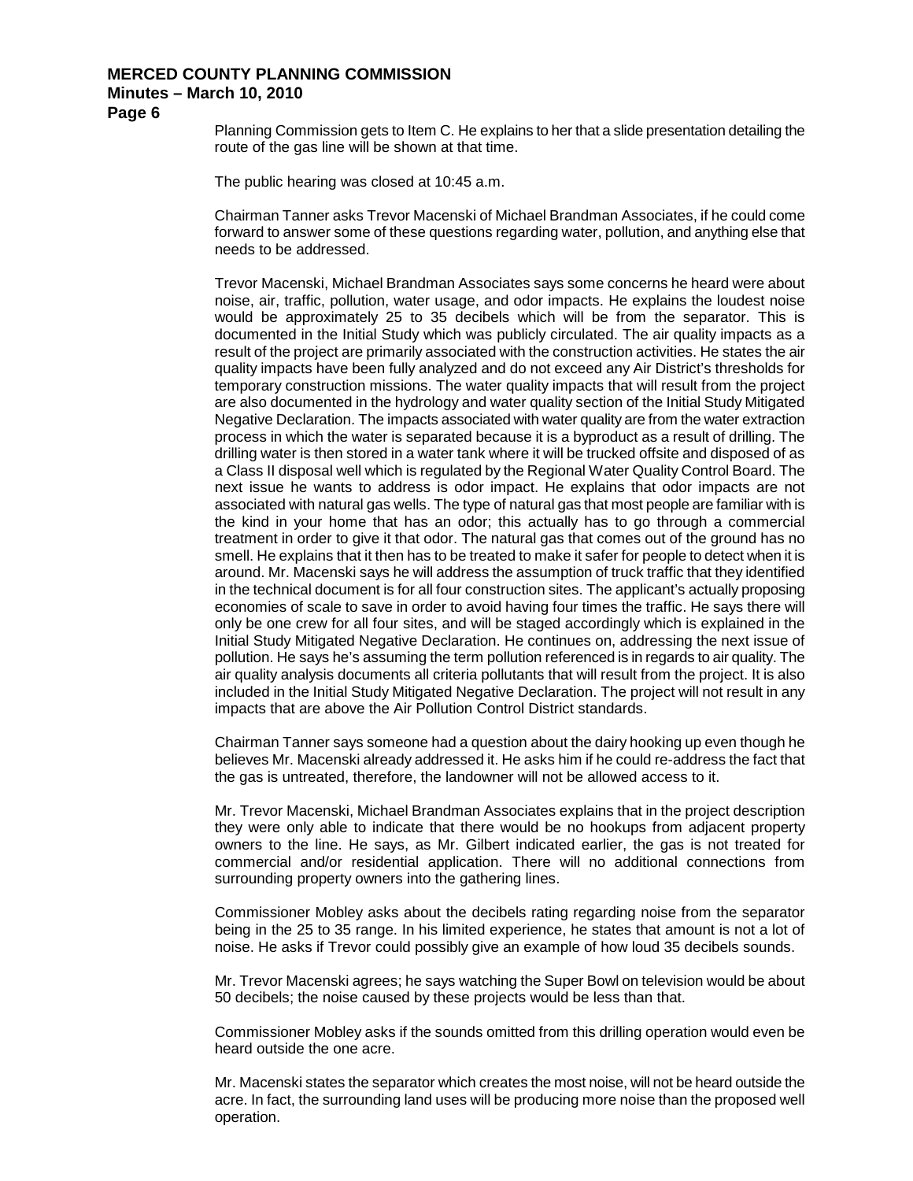Planning Commission gets to Item C. He explains to her that a slide presentation detailing the route of the gas line will be shown at that time.

The public hearing was closed at 10:45 a.m.

Chairman Tanner asks Trevor Macenski of Michael Brandman Associates, if he could come forward to answer some of these questions regarding water, pollution, and anything else that needs to be addressed.

Trevor Macenski, Michael Brandman Associates says some concerns he heard were about noise, air, traffic, pollution, water usage, and odor impacts. He explains the loudest noise would be approximately 25 to 35 decibels which will be from the separator. This is documented in the Initial Study which was publicly circulated. The air quality impacts as a result of the project are primarily associated with the construction activities. He states the air quality impacts have been fully analyzed and do not exceed any Air District's thresholds for temporary construction missions. The water quality impacts that will result from the project are also documented in the hydrology and water quality section of the Initial Study Mitigated Negative Declaration. The impacts associated with water quality are from the water extraction process in which the water is separated because it is a byproduct as a result of drilling. The drilling water is then stored in a water tank where it will be trucked offsite and disposed of as a Class II disposal well which is regulated by the Regional Water Quality Control Board. The next issue he wants to address is odor impact. He explains that odor impacts are not associated with natural gas wells. The type of natural gas that most people are familiar with is the kind in your home that has an odor; this actually has to go through a commercial treatment in order to give it that odor. The natural gas that comes out of the ground has no smell. He explains that it then has to be treated to make it safer for people to detect when it is around. Mr. Macenski says he will address the assumption of truck traffic that they identified in the technical document is for all four construction sites. The applicant's actually proposing economies of scale to save in order to avoid having four times the traffic. He says there will only be one crew for all four sites, and will be staged accordingly which is explained in the Initial Study Mitigated Negative Declaration. He continues on, addressing the next issue of pollution. He says he's assuming the term pollution referenced is in regards to air quality. The air quality analysis documents all criteria pollutants that will result from the project. It is also included in the Initial Study Mitigated Negative Declaration. The project will not result in any impacts that are above the Air Pollution Control District standards.

Chairman Tanner says someone had a question about the dairy hooking up even though he believes Mr. Macenski already addressed it. He asks him if he could re-address the fact that the gas is untreated, therefore, the landowner will not be allowed access to it.

Mr. Trevor Macenski, Michael Brandman Associates explains that in the project description they were only able to indicate that there would be no hookups from adjacent property owners to the line. He says, as Mr. Gilbert indicated earlier, the gas is not treated for commercial and/or residential application. There will no additional connections from surrounding property owners into the gathering lines.

Commissioner Mobley asks about the decibels rating regarding noise from the separator being in the 25 to 35 range. In his limited experience, he states that amount is not a lot of noise. He asks if Trevor could possibly give an example of how loud 35 decibels sounds.

Mr. Trevor Macenski agrees; he says watching the Super Bowl on television would be about 50 decibels; the noise caused by these projects would be less than that.

Commissioner Mobley asks if the sounds omitted from this drilling operation would even be heard outside the one acre.

Mr. Macenski states the separator which creates the most noise, will not be heard outside the acre. In fact, the surrounding land uses will be producing more noise than the proposed well operation.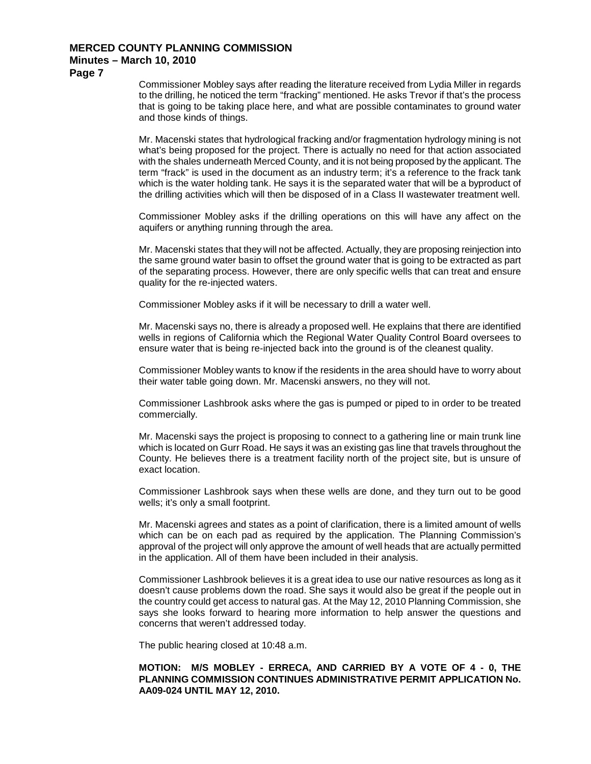Commissioner Mobley says after reading the literature received from Lydia Miller in regards to the drilling, he noticed the term "fracking" mentioned. He asks Trevor if that's the process that is going to be taking place here, and what are possible contaminates to ground water and those kinds of things.

Mr. Macenski states that hydrological fracking and/or fragmentation hydrology mining is not what's being proposed for the project. There is actually no need for that action associated with the shales underneath Merced County, and it is not being proposed by the applicant. The term "frack" is used in the document as an industry term; it's a reference to the frack tank which is the water holding tank. He says it is the separated water that will be a byproduct of the drilling activities which will then be disposed of in a Class II wastewater treatment well.

Commissioner Mobley asks if the drilling operations on this will have any affect on the aquifers or anything running through the area.

Mr. Macenski states that they will not be affected. Actually, they are proposing reinjection into the same ground water basin to offset the ground water that is going to be extracted as part of the separating process. However, there are only specific wells that can treat and ensure quality for the re-injected waters.

Commissioner Mobley asks if it will be necessary to drill a water well.

Mr. Macenski says no, there is already a proposed well. He explains that there are identified wells in regions of California which the Regional Water Quality Control Board oversees to ensure water that is being re-injected back into the ground is of the cleanest quality.

Commissioner Mobley wants to know if the residents in the area should have to worry about their water table going down. Mr. Macenski answers, no they will not.

Commissioner Lashbrook asks where the gas is pumped or piped to in order to be treated commercially.

Mr. Macenski says the project is proposing to connect to a gathering line or main trunk line which is located on Gurr Road. He says it was an existing gas line that travels throughout the County. He believes there is a treatment facility north of the project site, but is unsure of exact location.

Commissioner Lashbrook says when these wells are done, and they turn out to be good wells; it's only a small footprint.

Mr. Macenski agrees and states as a point of clarification, there is a limited amount of wells which can be on each pad as required by the application. The Planning Commission's approval of the project will only approve the amount of well heads that are actually permitted in the application. All of them have been included in their analysis.

Commissioner Lashbrook believes it is a great idea to use our native resources as long as it doesn't cause problems down the road. She says it would also be great if the people out in the country could get access to natural gas. At the May 12, 2010 Planning Commission, she says she looks forward to hearing more information to help answer the questions and concerns that weren't addressed today.

The public hearing closed at 10:48 a.m.

**MOTION: M/S MOBLEY - ERRECA, AND CARRIED BY A VOTE OF 4 - 0, THE PLANNING COMMISSION CONTINUES ADMINISTRATIVE PERMIT APPLICATION No. AA09-024 UNTIL MAY 12, 2010.**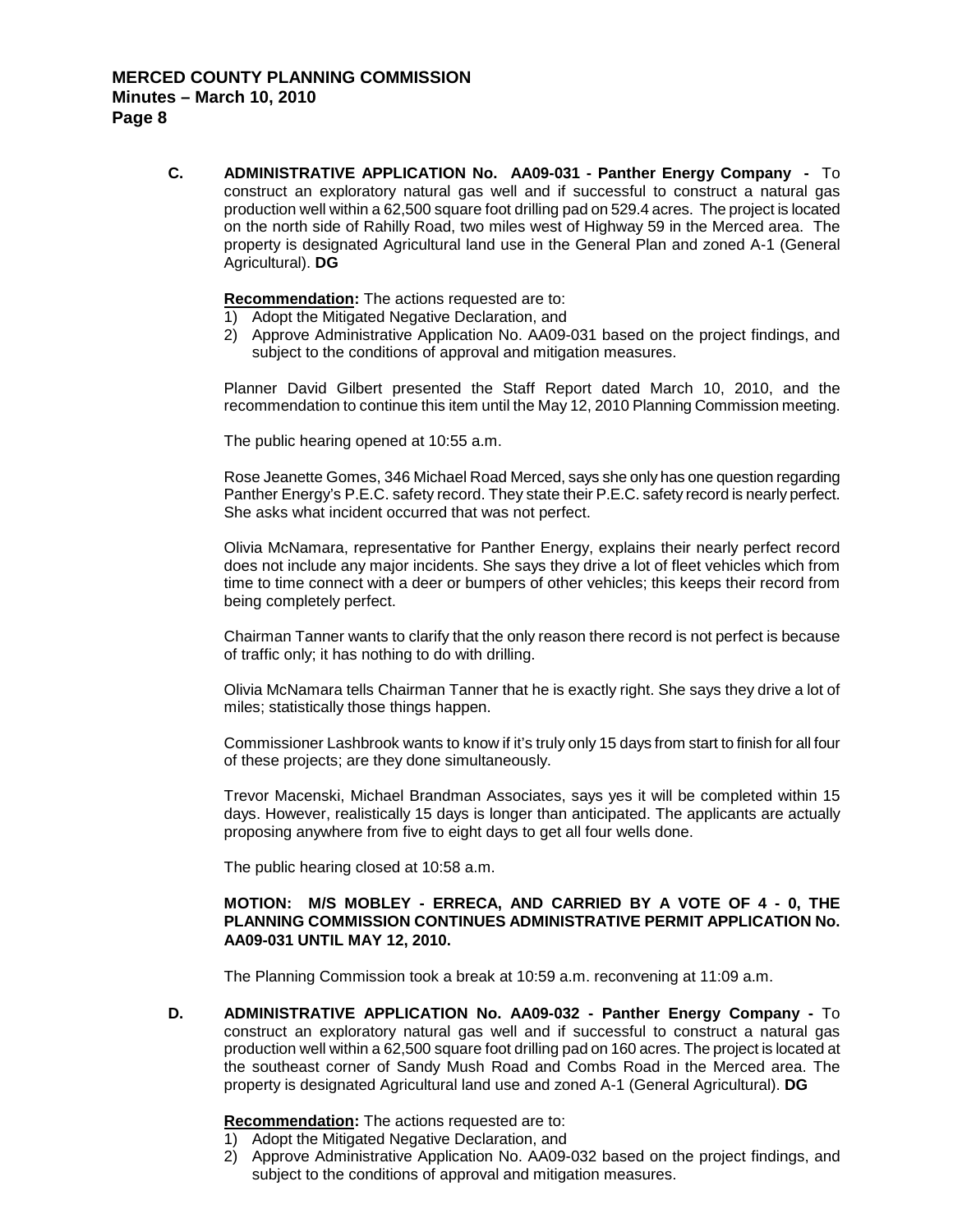**C. ADMINISTRATIVE APPLICATION No. AA09-031 - Panther Energy Company -** To construct an exploratory natural gas well and if successful to construct a natural gas production well within a 62,500 square foot drilling pad on 529.4 acres. The project is located on the north side of Rahilly Road, two miles west of Highway 59 in the Merced area. The property is designated Agricultural land use in the General Plan and zoned A-1 (General Agricultural). **DG**

**Recommendation:** The actions requested are to:

1) Adopt the Mitigated Negative Declaration, and
2) Approve Administrative Application No. AA09-031 based on the project findings, and subject to the conditions of approval and mitigation measures.

Planner David Gilbert presented the Staff Report dated March 10, 2010, and the recommendation to continue this item until the May 12, 2010 Planning Commission meeting.

The public hearing opened at 10:55 a.m.

Rose Jeanette Gomes, 346 Michael Road Merced, says she only has one question regarding Panther Energy's P.E.C. safety record. They state their P.E.C. safety record is nearly perfect. She asks what incident occurred that was not perfect.

Olivia McNamara, representative for Panther Energy, explains their nearly perfect record does not include any major incidents. She says they drive a lot of fleet vehicles which from time to time connect with a deer or bumpers of other vehicles; this keeps their record from being completely perfect.

Chairman Tanner wants to clarify that the only reason there record is not perfect is because of traffic only; it has nothing to do with drilling.

Olivia McNamara tells Chairman Tanner that he is exactly right. She says they drive a lot of miles; statistically those things happen.

Commissioner Lashbrook wants to know if it's truly only 15 days from start to finish for all four of these projects; are they done simultaneously.

Trevor Macenski, Michael Brandman Associates, says yes it will be completed within 15 days. However, realistically 15 days is longer than anticipated. The applicants are actually proposing anywhere from five to eight days to get all four wells done.

The public hearing closed at 10:58 a.m.

**MOTION: M/S MOBLEY - ERRECA, AND CARRIED BY A VOTE OF 4 - 0, THE PLANNING COMMISSION CONTINUES ADMINISTRATIVE PERMIT APPLICATION No. AA09-031 UNTIL MAY 12, 2010.**

The Planning Commission took a break at 10:59 a.m. reconvening at 11:09 a.m.

**D. ADMINISTRATIVE APPLICATION No. AA09-032 - Panther Energy Company -** To construct an exploratory natural gas well and if successful to construct a natural gas production well within a 62,500 square foot drilling pad on 160 acres. The project is located at the southeast corner of Sandy Mush Road and Combs Road in the Merced area. The property is designated Agricultural land use and zoned A-1 (General Agricultural). **DG**

**Recommendation:** The actions requested are to:

1) Adopt the Mitigated Negative Declaration, and
2) Approve Administrative Application No. AA09-032 based on the project findings, and subject to the conditions of approval and mitigation measures.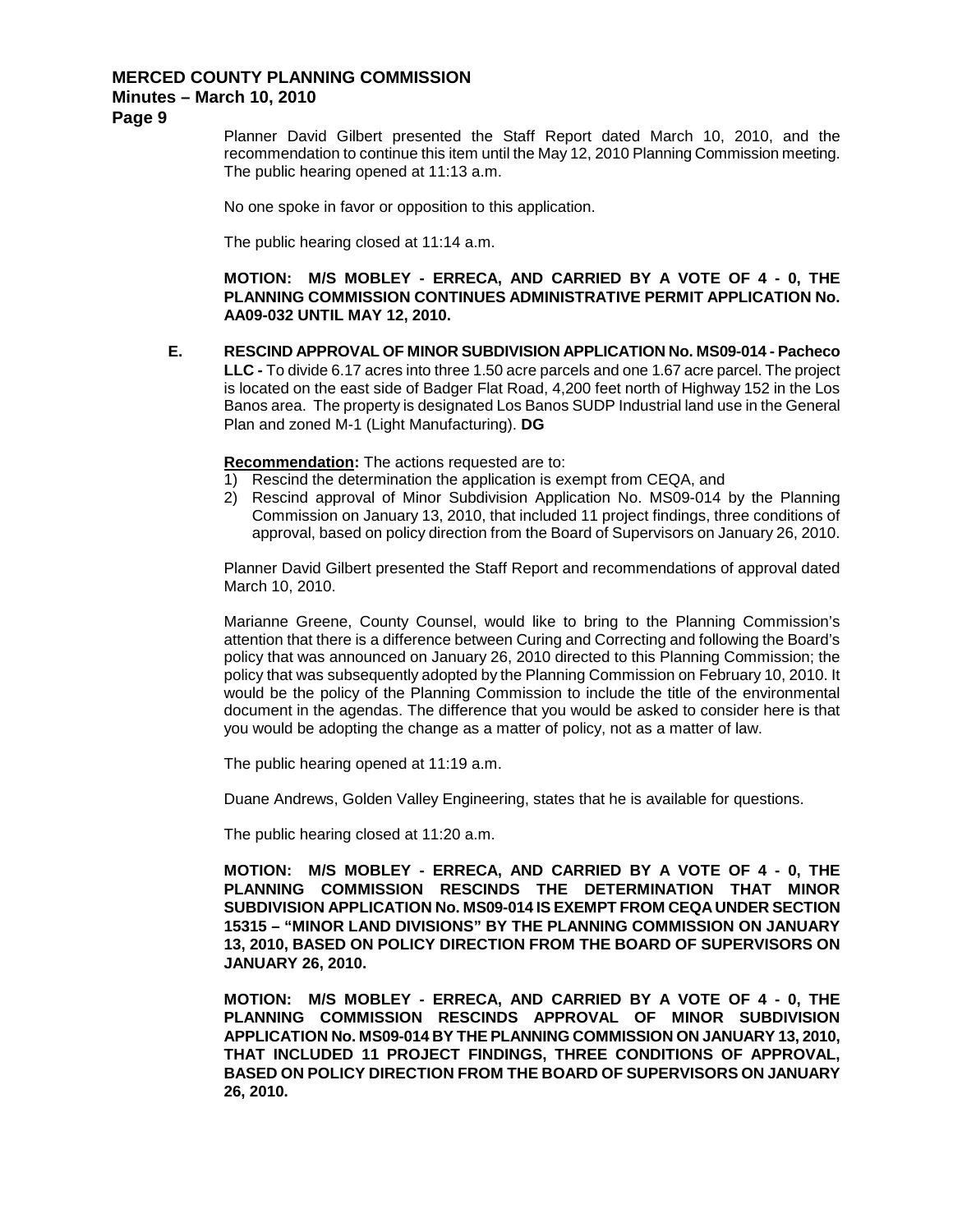Planner David Gilbert presented the Staff Report dated March 10, 2010, and the recommendation to continue this item until the May 12, 2010 Planning Commission meeting. The public hearing opened at 11:13 a.m.

No one spoke in favor or opposition to this application.

The public hearing closed at 11:14 a.m.

**MOTION: M/S MOBLEY - ERRECA, AND CARRIED BY A VOTE OF 4 - 0, THE PLANNING COMMISSION CONTINUES ADMINISTRATIVE PERMIT APPLICATION No. AA09-032 UNTIL MAY 12, 2010.**

**E. RESCIND APPROVAL OF MINOR SUBDIVISION APPLICATION No. MS09-014 - Pacheco LLC -** To divide 6.17 acres into three 1.50 acre parcels and one 1.67 acre parcel. The project is located on the east side of Badger Flat Road, 4,200 feet north of Highway 152 in the Los Banos area. The property is designated Los Banos SUDP Industrial land use in the General Plan and zoned M-1 (Light Manufacturing). **DG**

**Recommendation:** The actions requested are to:

1) Rescind the determination the application is exempt from CEQA, and
2) Rescind approval of Minor Subdivision Application No. MS09-014 by the Planning Commission on January 13, 2010, that included 11 project findings, three conditions of approval, based on policy direction from the Board of Supervisors on January 26, 2010.

Planner David Gilbert presented the Staff Report and recommendations of approval dated March 10, 2010.

Marianne Greene, County Counsel, would like to bring to the Planning Commission's attention that there is a difference between Curing and Correcting and following the Board's policy that was announced on January 26, 2010 directed to this Planning Commission; the policy that was subsequently adopted by the Planning Commission on February 10, 2010. It would be the policy of the Planning Commission to include the title of the environmental document in the agendas. The difference that you would be asked to consider here is that you would be adopting the change as a matter of policy, not as a matter of law.

The public hearing opened at 11:19 a.m.

Duane Andrews, Golden Valley Engineering, states that he is available for questions.

The public hearing closed at 11:20 a.m.

**MOTION: M/S MOBLEY - ERRECA, AND CARRIED BY A VOTE OF 4 - 0, THE PLANNING COMMISSION RESCINDS THE DETERMINATION THAT MINOR SUBDIVISION APPLICATION No. MS09-014 IS EXEMPT FROM CEQA UNDER SECTION 15315 – "MINOR LAND DIVISIONS" BY THE PLANNING COMMISSION ON JANUARY 13, 2010, BASED ON POLICY DIRECTION FROM THE BOARD OF SUPERVISORS ON JANUARY 26, 2010.**

**MOTION: M/S MOBLEY - ERRECA, AND CARRIED BY A VOTE OF 4 - 0, THE PLANNING COMMISSION RESCINDS APPROVAL OF MINOR SUBDIVISION APPLICATION No. MS09-014 BY THE PLANNING COMMISSION ON JANUARY 13, 2010, THAT INCLUDED 11 PROJECT FINDINGS, THREE CONDITIONS OF APPROVAL, BASED ON POLICY DIRECTION FROM THE BOARD OF SUPERVISORS ON JANUARY 26, 2010.**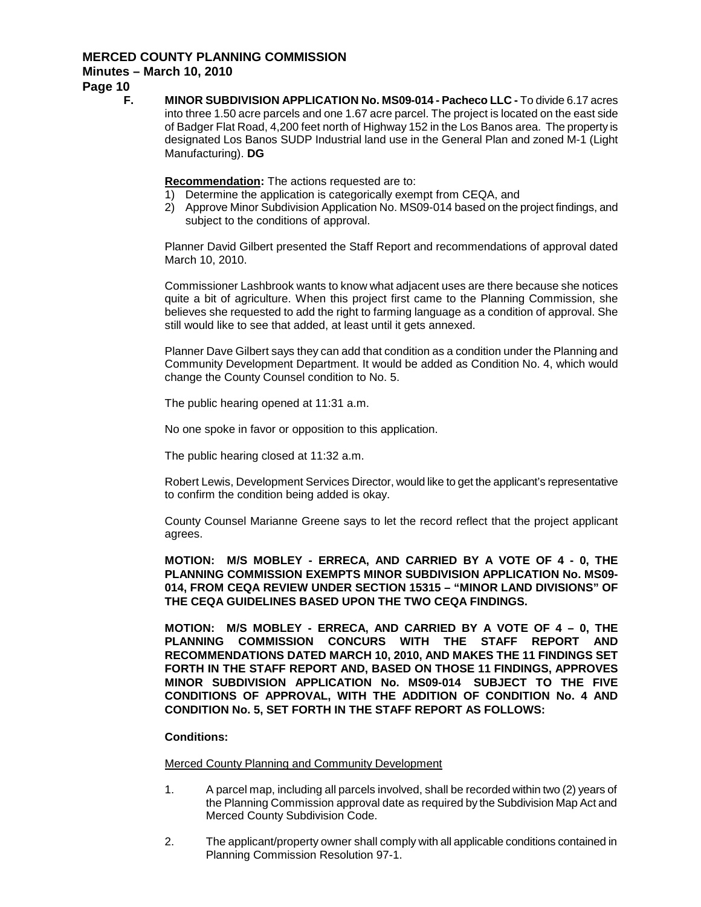**F. MINOR SUBDIVISION APPLICATION No. MS09-014 - Pacheco LLC -** To divide 6.17 acres into three 1.50 acre parcels and one 1.67 acre parcel. The project is located on the east side of Badger Flat Road, 4,200 feet north of Highway 152 in the Los Banos area. The property is designated Los Banos SUDP Industrial land use in the General Plan and zoned M-1 (Light Manufacturing). **DG**

**Recommendation:** The actions requested are to:

1) Determine the application is categorically exempt from CEQA, and
2) Approve Minor Subdivision Application No. MS09-014 based on the project findings, and subject to the conditions of approval.

Planner David Gilbert presented the Staff Report and recommendations of approval dated March 10, 2010.

Commissioner Lashbrook wants to know what adjacent uses are there because she notices quite a bit of agriculture. When this project first came to the Planning Commission, she believes she requested to add the right to farming language as a condition of approval. She still would like to see that added, at least until it gets annexed.

Planner Dave Gilbert says they can add that condition as a condition under the Planning and Community Development Department. It would be added as Condition No. 4, which would change the County Counsel condition to No. 5.

The public hearing opened at 11:31 a.m.

No one spoke in favor or opposition to this application.

The public hearing closed at 11:32 a.m.

Robert Lewis, Development Services Director, would like to get the applicant's representative to confirm the condition being added is okay.

County Counsel Marianne Greene says to let the record reflect that the project applicant agrees.

**MOTION: M/S MOBLEY - ERRECA, AND CARRIED BY A VOTE OF 4 - 0, THE PLANNING COMMISSION EXEMPTS MINOR SUBDIVISION APPLICATION No. MS09-014, FROM CEQA REVIEW UNDER SECTION 15315 – "MINOR LAND DIVISIONS" OF THE CEQA GUIDELINES BASED UPON THE TWO CEQA FINDINGS.**

**MOTION: M/S MOBLEY - ERRECA, AND CARRIED BY A VOTE OF 4 – 0, THE PLANNING COMMISSION CONCURS WITH THE STAFF REPORT AND RECOMMENDATIONS DATED MARCH 10, 2010, AND MAKES THE 11 FINDINGS SET FORTH IN THE STAFF REPORT AND, BASED ON THOSE 11 FINDINGS, APPROVES MINOR SUBDIVISION APPLICATION No. MS09-014 SUBJECT TO THE FIVE CONDITIONS OF APPROVAL, WITH THE ADDITION OF CONDITION No. 4 AND CONDITION No. 5, SET FORTH IN THE STAFF REPORT AS FOLLOWS:**

**Conditions:**

Merced County Planning and Community Development

1. A parcel map, including all parcels involved, shall be recorded within two (2) years of the Planning Commission approval date as required by the Subdivision Map Act and Merced County Subdivision Code.

2. The applicant/property owner shall comply with all applicable conditions contained in Planning Commission Resolution 97-1.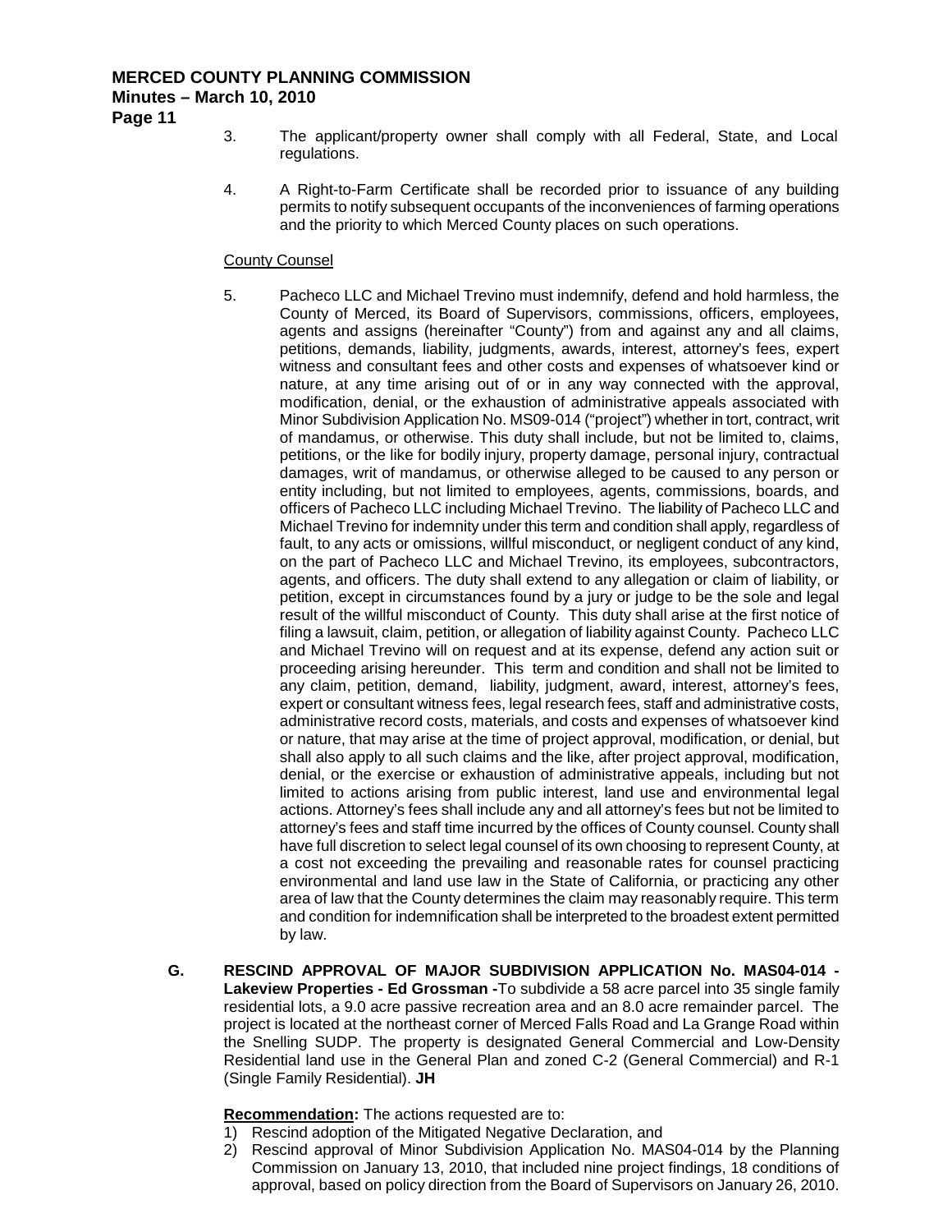3. The applicant/property owner shall comply with all Federal, State, and Local regulations.

4. A Right-to-Farm Certificate shall be recorded prior to issuance of any building permits to notify subsequent occupants of the inconveniences of farming operations and the priority to which Merced County places on such operations.

<u>County Counsel</u>

5. Pacheco LLC and Michael Trevino must indemnify, defend and hold harmless, the County of Merced, its Board of Supervisors, commissions, officers, employees, agents and assigns (hereinafter "County") from and against any and all claims, petitions, demands, liability, judgments, awards, interest, attorney's fees, expert witness and consultant fees and other costs and expenses of whatsoever kind or nature, at any time arising out of or in any way connected with the approval, modification, denial, or the exhaustion of administrative appeals associated with Minor Subdivision Application No. MS09-014 ("project") whether in tort, contract, writ of mandamus, or otherwise. This duty shall include, but not be limited to, claims, petitions, or the like for bodily injury, property damage, personal injury, contractual damages, writ of mandamus, or otherwise alleged to be caused to any person or entity including, but not limited to employees, agents, commissions, boards, and officers of Pacheco LLC including Michael Trevino. The liability of Pacheco LLC and Michael Trevino for indemnity under this term and condition shall apply, regardless of fault, to any acts or omissions, willful misconduct, or negligent conduct of any kind, on the part of Pacheco LLC and Michael Trevino, its employees, subcontractors, agents, and officers. The duty shall extend to any allegation or claim of liability, or petition, except in circumstances found by a jury or judge to be the sole and legal result of the willful misconduct of County. This duty shall arise at the first notice of filing a lawsuit, claim, petition, or allegation of liability against County. Pacheco LLC and Michael Trevino will on request and at its expense, defend any action suit or proceeding arising hereunder. This term and condition and shall not be limited to any claim, petition, demand, liability, judgment, award, interest, attorney's fees, expert or consultant witness fees, legal research fees, staff and administrative costs, administrative record costs, materials, and costs and expenses of whatsoever kind or nature, that may arise at the time of project approval, modification, or denial, but shall also apply to all such claims and the like, after project approval, modification, denial, or the exercise or exhaustion of administrative appeals, including but not limited to actions arising from public interest, land use and environmental legal actions. Attorney's fees shall include any and all attorney's fees but not be limited to attorney's fees and staff time incurred by the offices of County counsel. County shall have full discretion to select legal counsel of its own choosing to represent County, at a cost not exceeding the prevailing and reasonable rates for counsel practicing environmental and land use law in the State of California, or practicing any other area of law that the County determines the claim may reasonably require. This term and condition for indemnification shall be interpreted to the broadest extent permitted by law.

**G. RESCIND APPROVAL OF MAJOR SUBDIVISION APPLICATION No. MAS04-014 - Lakeview Properties - Ed Grossman -** To subdivide a 58 acre parcel into 35 single family residential lots, a 9.0 acre passive recreation area and an 8.0 acre remainder parcel. The project is located at the northeast corner of Merced Falls Road and La Grange Road within the Snelling SUDP. The property is designated General Commercial and Low-Density Residential land use in the General Plan and zoned C-2 (General Commercial) and R-1 (Single Family Residential). **JH**

**<u>Recommendation:</u>** The actions requested are to:

1) Rescind adoption of the Mitigated Negative Declaration, and
2) Rescind approval of Minor Subdivision Application No. MAS04-014 by the Planning Commission on January 13, 2010, that included nine project findings, 18 conditions of approval, based on policy direction from the Board of Supervisors on January 26, 2010.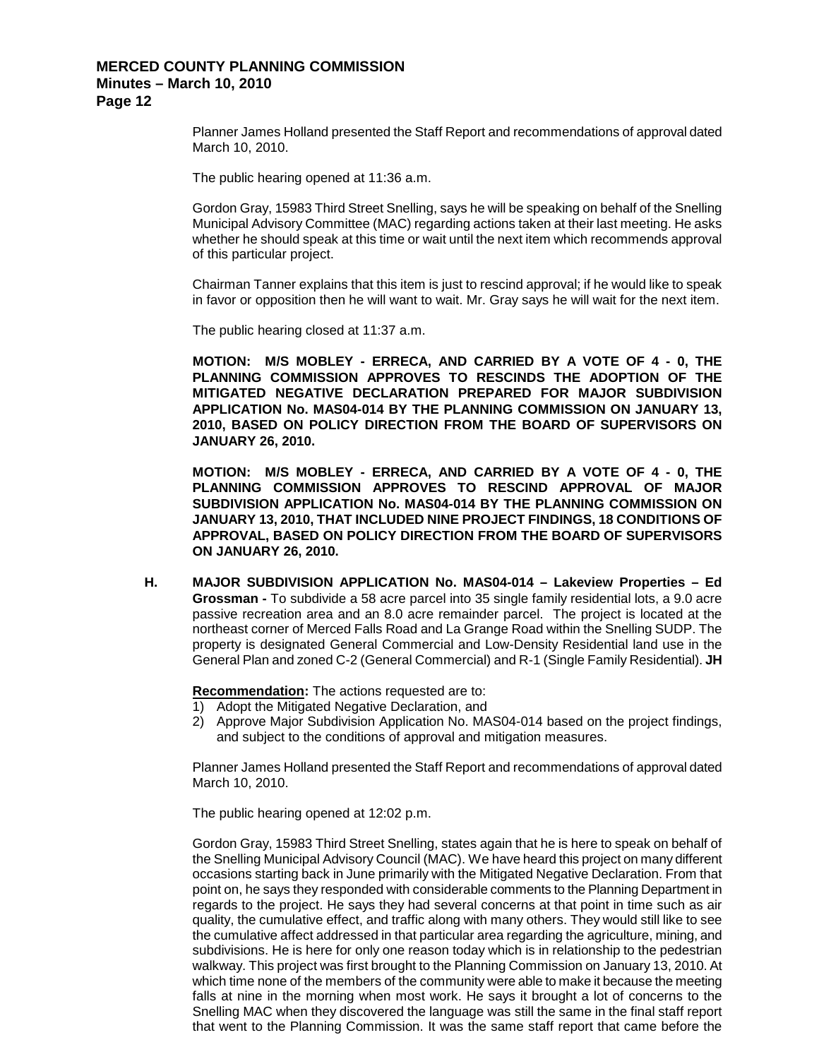Planner James Holland presented the Staff Report and recommendations of approval dated March 10, 2010.

The public hearing opened at 11:36 a.m.

Gordon Gray, 15983 Third Street Snelling, says he will be speaking on behalf of the Snelling Municipal Advisory Committee (MAC) regarding actions taken at their last meeting. He asks whether he should speak at this time or wait until the next item which recommends approval of this particular project.

Chairman Tanner explains that this item is just to rescind approval; if he would like to speak in favor or opposition then he will want to wait. Mr. Gray says he will wait for the next item.

The public hearing closed at 11:37 a.m.

**MOTION: M/S MOBLEY - ERRECA, AND CARRIED BY A VOTE OF 4 - 0, THE PLANNING COMMISSION APPROVES TO RESCINDS THE ADOPTION OF THE MITIGATED NEGATIVE DECLARATION PREPARED FOR MAJOR SUBDIVISION APPLICATION No. MAS04-014 BY THE PLANNING COMMISSION ON JANUARY 13, 2010, BASED ON POLICY DIRECTION FROM THE BOARD OF SUPERVISORS ON JANUARY 26, 2010.**

**MOTION: M/S MOBLEY - ERRECA, AND CARRIED BY A VOTE OF 4 - 0, THE PLANNING COMMISSION APPROVES TO RESCIND APPROVAL OF MAJOR SUBDIVISION APPLICATION No. MAS04-014 BY THE PLANNING COMMISSION ON JANUARY 13, 2010, THAT INCLUDED NINE PROJECT FINDINGS, 18 CONDITIONS OF APPROVAL, BASED ON POLICY DIRECTION FROM THE BOARD OF SUPERVISORS ON JANUARY 26, 2010.**

**H. MAJOR SUBDIVISION APPLICATION No. MAS04-014 – Lakeview Properties – Ed Grossman -** To subdivide a 58 acre parcel into 35 single family residential lots, a 9.0 acre passive recreation area and an 8.0 acre remainder parcel. The project is located at the northeast corner of Merced Falls Road and La Grange Road within the Snelling SUDP. The property is designated General Commercial and Low-Density Residential land use in the General Plan and zoned C-2 (General Commercial) and R-1 (Single Family Residential). **JH**

**Recommendation:** The actions requested are to:

1) Adopt the Mitigated Negative Declaration, and
2) Approve Major Subdivision Application No. MAS04-014 based on the project findings, and subject to the conditions of approval and mitigation measures.

Planner James Holland presented the Staff Report and recommendations of approval dated March 10, 2010.

The public hearing opened at 12:02 p.m.

Gordon Gray, 15983 Third Street Snelling, states again that he is here to speak on behalf of the Snelling Municipal Advisory Council (MAC). We have heard this project on many different occasions starting back in June primarily with the Mitigated Negative Declaration. From that point on, he says they responded with considerable comments to the Planning Department in regards to the project. He says they had several concerns at that point in time such as air quality, the cumulative effect, and traffic along with many others. They would still like to see the cumulative affect addressed in that particular area regarding the agriculture, mining, and subdivisions. He is here for only one reason today which is in relationship to the pedestrian walkway. This project was first brought to the Planning Commission on January 13, 2010. At which time none of the members of the community were able to make it because the meeting falls at nine in the morning when most work. He says it brought a lot of concerns to the Snelling MAC when they discovered the language was still the same in the final staff report that went to the Planning Commission. It was the same staff report that came before the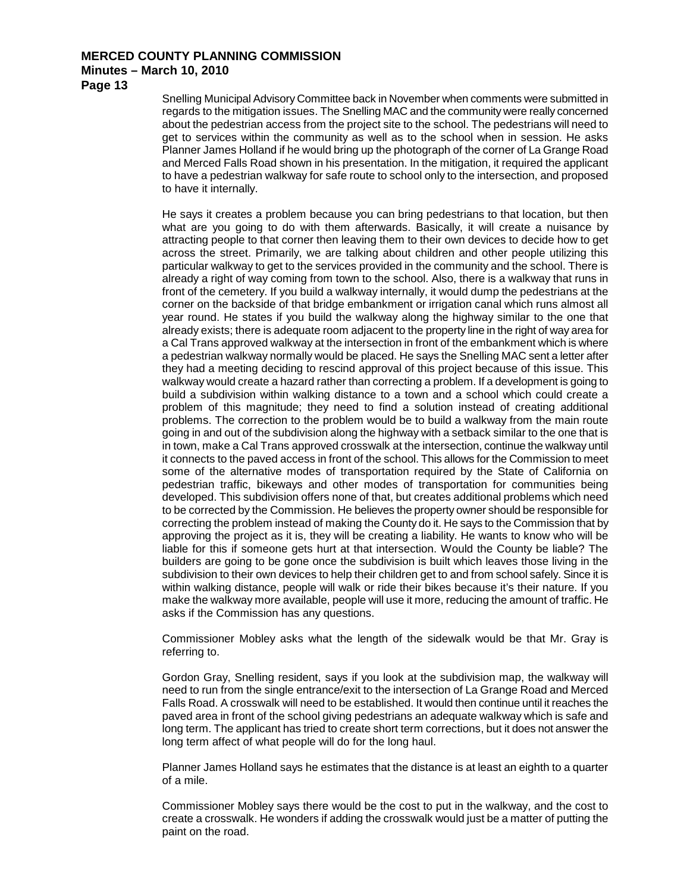Snelling Municipal Advisory Committee back in November when comments were submitted in regards to the mitigation issues. The Snelling MAC and the community were really concerned about the pedestrian access from the project site to the school. The pedestrians will need to get to services within the community as well as to the school when in session. He asks Planner James Holland if he would bring up the photograph of the corner of La Grange Road and Merced Falls Road shown in his presentation. In the mitigation, it required the applicant to have a pedestrian walkway for safe route to school only to the intersection, and proposed to have it internally.

He says it creates a problem because you can bring pedestrians to that location, but then what are you going to do with them afterwards. Basically, it will create a nuisance by attracting people to that corner then leaving them to their own devices to decide how to get across the street. Primarily, we are talking about children and other people utilizing this particular walkway to get to the services provided in the community and the school. There is already a right of way coming from town to the school. Also, there is a walkway that runs in front of the cemetery. If you build a walkway internally, it would dump the pedestrians at the corner on the backside of that bridge embankment or irrigation canal which runs almost all year round. He states if you build the walkway along the highway similar to the one that already exists; there is adequate room adjacent to the property line in the right of way area for a Cal Trans approved walkway at the intersection in front of the embankment which is where a pedestrian walkway normally would be placed. He says the Snelling MAC sent a letter after they had a meeting deciding to rescind approval of this project because of this issue. This walkway would create a hazard rather than correcting a problem. If a development is going to build a subdivision within walking distance to a town and a school which could create a problem of this magnitude; they need to find a solution instead of creating additional problems. The correction to the problem would be to build a walkway from the main route going in and out of the subdivision along the highway with a setback similar to the one that is in town, make a Cal Trans approved crosswalk at the intersection, continue the walkway until it connects to the paved access in front of the school. This allows for the Commission to meet some of the alternative modes of transportation required by the State of California on pedestrian traffic, bikeways and other modes of transportation for communities being developed. This subdivision offers none of that, but creates additional problems which need to be corrected by the Commission. He believes the property owner should be responsible for correcting the problem instead of making the County do it. He says to the Commission that by approving the project as it is, they will be creating a liability. He wants to know who will be liable for this if someone gets hurt at that intersection. Would the County be liable? The builders are going to be gone once the subdivision is built which leaves those living in the subdivision to their own devices to help their children get to and from school safely. Since it is within walking distance, people will walk or ride their bikes because it's their nature. If you make the walkway more available, people will use it more, reducing the amount of traffic. He asks if the Commission has any questions.

Commissioner Mobley asks what the length of the sidewalk would be that Mr. Gray is referring to.

Gordon Gray, Snelling resident, says if you look at the subdivision map, the walkway will need to run from the single entrance/exit to the intersection of La Grange Road and Merced Falls Road. A crosswalk will need to be established. It would then continue until it reaches the paved area in front of the school giving pedestrians an adequate walkway which is safe and long term. The applicant has tried to create short term corrections, but it does not answer the long term affect of what people will do for the long haul.

Planner James Holland says he estimates that the distance is at least an eighth to a quarter of a mile.

Commissioner Mobley says there would be the cost to put in the walkway, and the cost to create a crosswalk. He wonders if adding the crosswalk would just be a matter of putting the paint on the road.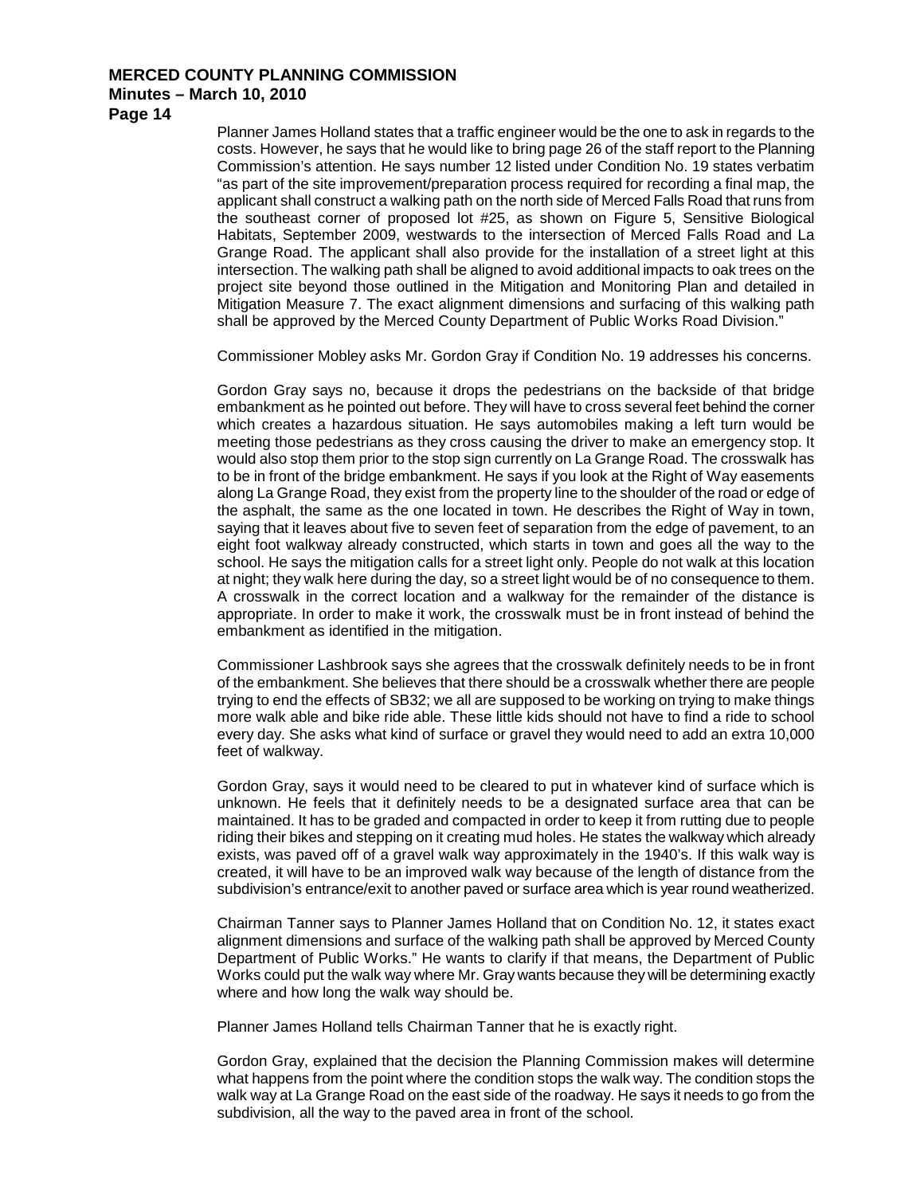Planner James Holland states that a traffic engineer would be the one to ask in regards to the costs. However, he says that he would like to bring page 26 of the staff report to the Planning Commission's attention. He says number 12 listed under Condition No. 19 states verbatim "as part of the site improvement/preparation process required for recording a final map, the applicant shall construct a walking path on the north side of Merced Falls Road that runs from the southeast corner of proposed lot #25, as shown on Figure 5, Sensitive Biological Habitats, September 2009, westwards to the intersection of Merced Falls Road and La Grange Road. The applicant shall also provide for the installation of a street light at this intersection. The walking path shall be aligned to avoid additional impacts to oak trees on the project site beyond those outlined in the Mitigation and Monitoring Plan and detailed in Mitigation Measure 7. The exact alignment dimensions and surfacing of this walking path shall be approved by the Merced County Department of Public Works Road Division."

Commissioner Mobley asks Mr. Gordon Gray if Condition No. 19 addresses his concerns.

Gordon Gray says no, because it drops the pedestrians on the backside of that bridge embankment as he pointed out before. They will have to cross several feet behind the corner which creates a hazardous situation. He says automobiles making a left turn would be meeting those pedestrians as they cross causing the driver to make an emergency stop. It would also stop them prior to the stop sign currently on La Grange Road. The crosswalk has to be in front of the bridge embankment. He says if you look at the Right of Way easements along La Grange Road, they exist from the property line to the shoulder of the road or edge of the asphalt, the same as the one located in town. He describes the Right of Way in town, saying that it leaves about five to seven feet of separation from the edge of pavement, to an eight foot walkway already constructed, which starts in town and goes all the way to the school. He says the mitigation calls for a street light only. People do not walk at this location at night; they walk here during the day, so a street light would be of no consequence to them. A crosswalk in the correct location and a walkway for the remainder of the distance is appropriate. In order to make it work, the crosswalk must be in front instead of behind the embankment as identified in the mitigation.

Commissioner Lashbrook says she agrees that the crosswalk definitely needs to be in front of the embankment. She believes that there should be a crosswalk whether there are people trying to end the effects of SB32; we all are supposed to be working on trying to make things more walk able and bike ride able. These little kids should not have to find a ride to school every day. She asks what kind of surface or gravel they would need to add an extra 10,000 feet of walkway.

Gordon Gray, says it would need to be cleared to put in whatever kind of surface which is unknown. He feels that it definitely needs to be a designated surface area that can be maintained. It has to be graded and compacted in order to keep it from rutting due to people riding their bikes and stepping on it creating mud holes. He states the walkway which already exists, was paved off of a gravel walk way approximately in the 1940's. If this walk way is created, it will have to be an improved walk way because of the length of distance from the subdivision's entrance/exit to another paved or surface area which is year round weatherized.

Chairman Tanner says to Planner James Holland that on Condition No. 12, it states exact alignment dimensions and surface of the walking path shall be approved by Merced County Department of Public Works." He wants to clarify if that means, the Department of Public Works could put the walk way where Mr. Gray wants because they will be determining exactly where and how long the walk way should be.

Planner James Holland tells Chairman Tanner that he is exactly right.

Gordon Gray, explained that the decision the Planning Commission makes will determine what happens from the point where the condition stops the walk way. The condition stops the walk way at La Grange Road on the east side of the roadway. He says it needs to go from the subdivision, all the way to the paved area in front of the school.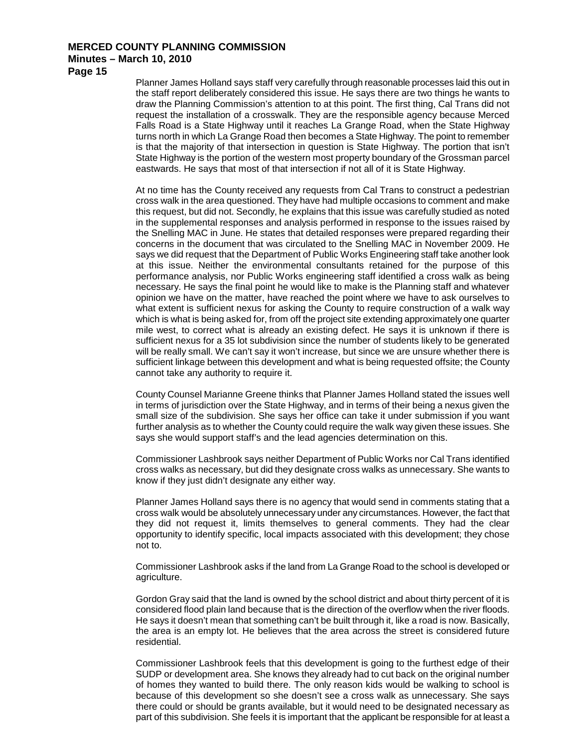Planner James Holland says staff very carefully through reasonable processes laid this out in the staff report deliberately considered this issue. He says there are two things he wants to draw the Planning Commission's attention to at this point. The first thing, Cal Trans did not request the installation of a crosswalk. They are the responsible agency because Merced Falls Road is a State Highway until it reaches La Grange Road, when the State Highway turns north in which La Grange Road then becomes a State Highway. The point to remember is that the majority of that intersection in question is State Highway. The portion that isn't State Highway is the portion of the western most property boundary of the Grossman parcel eastwards. He says that most of that intersection if not all of it is State Highway.

At no time has the County received any requests from Cal Trans to construct a pedestrian cross walk in the area questioned. They have had multiple occasions to comment and make this request, but did not. Secondly, he explains that this issue was carefully studied as noted in the supplemental responses and analysis performed in response to the issues raised by the Snelling MAC in June. He states that detailed responses were prepared regarding their concerns in the document that was circulated to the Snelling MAC in November 2009. He says we did request that the Department of Public Works Engineering staff take another look at this issue. Neither the environmental consultants retained for the purpose of this performance analysis, nor Public Works engineering staff identified a cross walk as being necessary. He says the final point he would like to make is the Planning staff and whatever opinion we have on the matter, have reached the point where we have to ask ourselves to what extent is sufficient nexus for asking the County to require construction of a walk way which is what is being asked for, from off the project site extending approximately one quarter mile west, to correct what is already an existing defect. He says it is unknown if there is sufficient nexus for a 35 lot subdivision since the number of students likely to be generated will be really small. We can't say it won't increase, but since we are unsure whether there is sufficient linkage between this development and what is being requested offsite; the County cannot take any authority to require it.

County Counsel Marianne Greene thinks that Planner James Holland stated the issues well in terms of jurisdiction over the State Highway, and in terms of their being a nexus given the small size of the subdivision. She says her office can take it under submission if you want further analysis as to whether the County could require the walk way given these issues. She says she would support staff's and the lead agencies determination on this.

Commissioner Lashbrook says neither Department of Public Works nor Cal Trans identified cross walks as necessary, but did they designate cross walks as unnecessary. She wants to know if they just didn't designate any either way.

Planner James Holland says there is no agency that would send in comments stating that a cross walk would be absolutely unnecessary under any circumstances. However, the fact that they did not request it, limits themselves to general comments. They had the clear opportunity to identify specific, local impacts associated with this development; they chose not to.

Commissioner Lashbrook asks if the land from La Grange Road to the school is developed or agriculture.

Gordon Gray said that the land is owned by the school district and about thirty percent of it is considered flood plain land because that is the direction of the overflow when the river floods. He says it doesn't mean that something can't be built through it, like a road is now. Basically, the area is an empty lot. He believes that the area across the street is considered future residential.

Commissioner Lashbrook feels that this development is going to the furthest edge of their SUDP or development area. She knows they already had to cut back on the original number of homes they wanted to build there. The only reason kids would be walking to school is because of this development so she doesn't see a cross walk as unnecessary. She says there could or should be grants available, but it would need to be designated necessary as part of this subdivision. She feels it is important that the applicant be responsible for at least a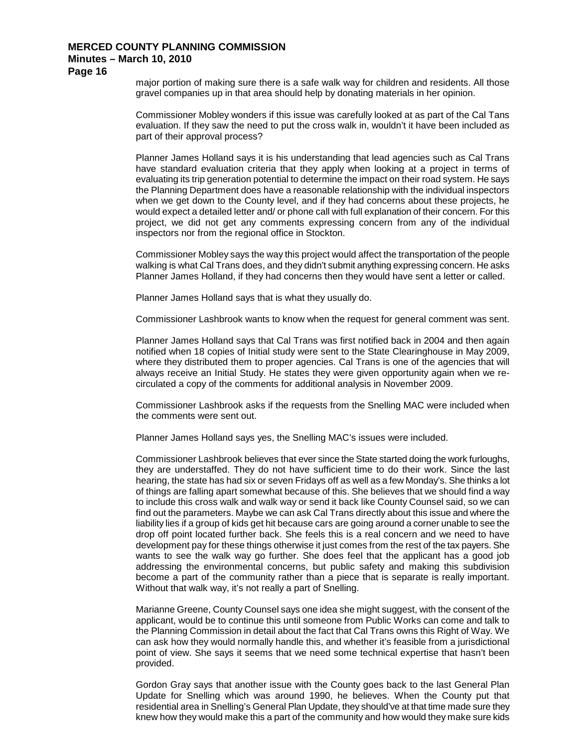major portion of making sure there is a safe walk way for children and residents. All those gravel companies up in that area should help by donating materials in her opinion.

Commissioner Mobley wonders if this issue was carefully looked at as part of the Cal Tans evaluation. If they saw the need to put the cross walk in, wouldn't it have been included as part of their approval process?

Planner James Holland says it is his understanding that lead agencies such as Cal Trans have standard evaluation criteria that they apply when looking at a project in terms of evaluating its trip generation potential to determine the impact on their road system. He says the Planning Department does have a reasonable relationship with the individual inspectors when we get down to the County level, and if they had concerns about these projects, he would expect a detailed letter and/ or phone call with full explanation of their concern. For this project, we did not get any comments expressing concern from any of the individual inspectors nor from the regional office in Stockton.

Commissioner Mobley says the way this project would affect the transportation of the people walking is what Cal Trans does, and they didn't submit anything expressing concern. He asks Planner James Holland, if they had concerns then they would have sent a letter or called.

Planner James Holland says that is what they usually do.

Commissioner Lashbrook wants to know when the request for general comment was sent.

Planner James Holland says that Cal Trans was first notified back in 2004 and then again notified when 18 copies of Initial study were sent to the State Clearinghouse in May 2009, where they distributed them to proper agencies. Cal Trans is one of the agencies that will always receive an Initial Study. He states they were given opportunity again when we re-circulated a copy of the comments for additional analysis in November 2009.

Commissioner Lashbrook asks if the requests from the Snelling MAC were included when the comments were sent out.

Planner James Holland says yes, the Snelling MAC's issues were included.

Commissioner Lashbrook believes that ever since the State started doing the work furloughs, they are understaffed. They do not have sufficient time to do their work. Since the last hearing, the state has had six or seven Fridays off as well as a few Monday's. She thinks a lot of things are falling apart somewhat because of this. She believes that we should find a way to include this cross walk and walk way or send it back like County Counsel said, so we can find out the parameters. Maybe we can ask Cal Trans directly about this issue and where the liability lies if a group of kids get hit because cars are going around a corner unable to see the drop off point located further back. She feels this is a real concern and we need to have development pay for these things otherwise it just comes from the rest of the tax payers. She wants to see the walk way go further. She does feel that the applicant has a good job addressing the environmental concerns, but public safety and making this subdivision become a part of the community rather than a piece that is separate is really important. Without that walk way, it's not really a part of Snelling.

Marianne Greene, County Counsel says one idea she might suggest, with the consent of the applicant, would be to continue this until someone from Public Works can come and talk to the Planning Commission in detail about the fact that Cal Trans owns this Right of Way. We can ask how they would normally handle this, and whether it's feasible from a jurisdictional point of view. She says it seems that we need some technical expertise that hasn't been provided.

Gordon Gray says that another issue with the County goes back to the last General Plan Update for Snelling which was around 1990, he believes. When the County put that residential area in Snelling's General Plan Update, they should've at that time made sure they knew how they would make this a part of the community and how would they make sure kids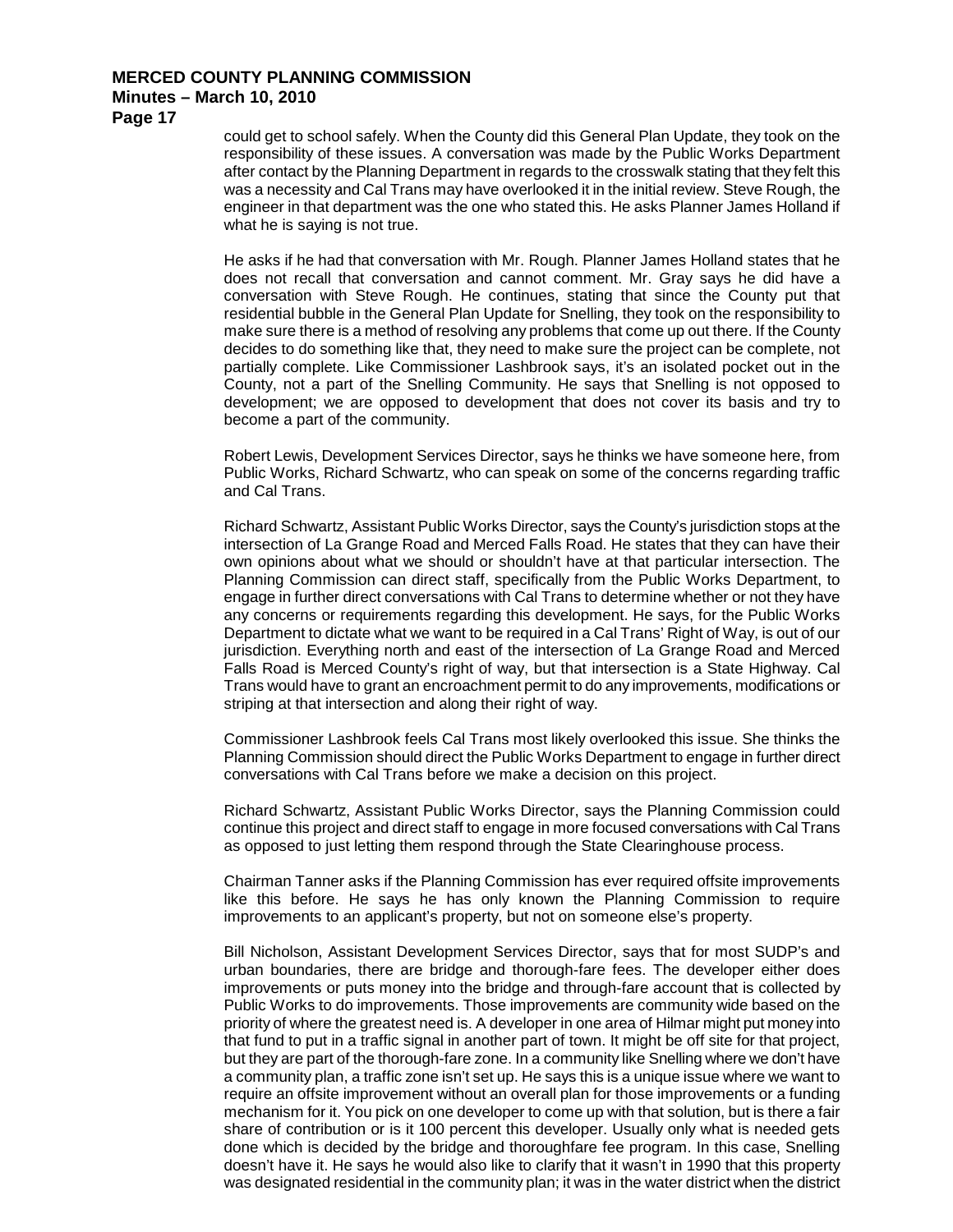could get to school safely. When the County did this General Plan Update, they took on the responsibility of these issues. A conversation was made by the Public Works Department after contact by the Planning Department in regards to the crosswalk stating that they felt this was a necessity and Cal Trans may have overlooked it in the initial review. Steve Rough, the engineer in that department was the one who stated this. He asks Planner James Holland if what he is saying is not true.

He asks if he had that conversation with Mr. Rough. Planner James Holland states that he does not recall that conversation and cannot comment. Mr. Gray says he did have a conversation with Steve Rough. He continues, stating that since the County put that residential bubble in the General Plan Update for Snelling, they took on the responsibility to make sure there is a method of resolving any problems that come up out there. If the County decides to do something like that, they need to make sure the project can be complete, not partially complete. Like Commissioner Lashbrook says, it's an isolated pocket out in the County, not a part of the Snelling Community. He says that Snelling is not opposed to development; we are opposed to development that does not cover its basis and try to become a part of the community.

Robert Lewis, Development Services Director, says he thinks we have someone here, from Public Works, Richard Schwartz, who can speak on some of the concerns regarding traffic and Cal Trans.

Richard Schwartz, Assistant Public Works Director, says the County's jurisdiction stops at the intersection of La Grange Road and Merced Falls Road. He states that they can have their own opinions about what we should or shouldn't have at that particular intersection. The Planning Commission can direct staff, specifically from the Public Works Department, to engage in further direct conversations with Cal Trans to determine whether or not they have any concerns or requirements regarding this development. He says, for the Public Works Department to dictate what we want to be required in a Cal Trans' Right of Way, is out of our jurisdiction. Everything north and east of the intersection of La Grange Road and Merced Falls Road is Merced County's right of way, but that intersection is a State Highway. Cal Trans would have to grant an encroachment permit to do any improvements, modifications or striping at that intersection and along their right of way.

Commissioner Lashbrook feels Cal Trans most likely overlooked this issue. She thinks the Planning Commission should direct the Public Works Department to engage in further direct conversations with Cal Trans before we make a decision on this project.

Richard Schwartz, Assistant Public Works Director, says the Planning Commission could continue this project and direct staff to engage in more focused conversations with Cal Trans as opposed to just letting them respond through the State Clearinghouse process.

Chairman Tanner asks if the Planning Commission has ever required offsite improvements like this before. He says he has only known the Planning Commission to require improvements to an applicant's property, but not on someone else's property.

Bill Nicholson, Assistant Development Services Director, says that for most SUDP's and urban boundaries, there are bridge and thorough-fare fees. The developer either does improvements or puts money into the bridge and through-fare account that is collected by Public Works to do improvements. Those improvements are community wide based on the priority of where the greatest need is. A developer in one area of Hilmar might put money into that fund to put in a traffic signal in another part of town. It might be off site for that project, but they are part of the thorough-fare zone. In a community like Snelling where we don't have a community plan, a traffic zone isn't set up. He says this is a unique issue where we want to require an offsite improvement without an overall plan for those improvements or a funding mechanism for it. You pick on one developer to come up with that solution, but is there a fair share of contribution or is it 100 percent this developer. Usually only what is needed gets done which is decided by the bridge and thoroughfare fee program. In this case, Snelling doesn't have it. He says he would also like to clarify that it wasn't in 1990 that this property was designated residential in the community plan; it was in the water district when the district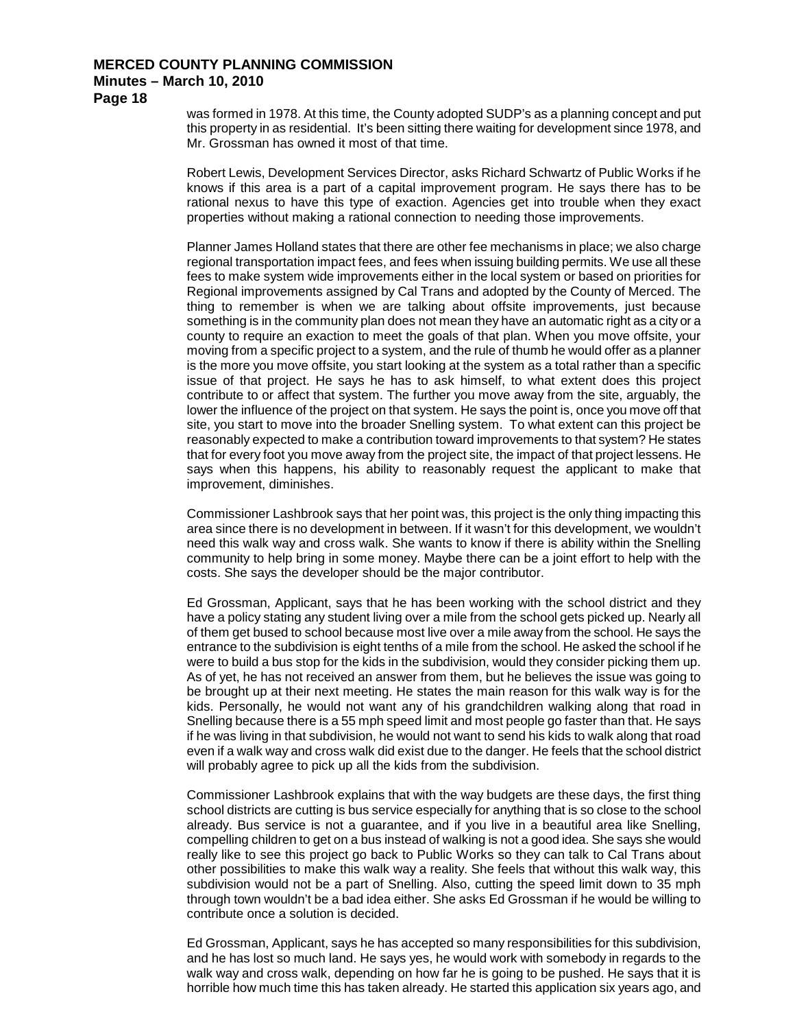was formed in 1978. At this time, the County adopted SUDP's as a planning concept and put this property in as residential. It's been sitting there waiting for development since 1978, and Mr. Grossman has owned it most of that time.

Robert Lewis, Development Services Director, asks Richard Schwartz of Public Works if he knows if this area is a part of a capital improvement program. He says there has to be rational nexus to have this type of exaction. Agencies get into trouble when they exact properties without making a rational connection to needing those improvements.

Planner James Holland states that there are other fee mechanisms in place; we also charge regional transportation impact fees, and fees when issuing building permits. We use all these fees to make system wide improvements either in the local system or based on priorities for Regional improvements assigned by Cal Trans and adopted by the County of Merced. The thing to remember is when we are talking about offsite improvements, just because something is in the community plan does not mean they have an automatic right as a city or a county to require an exaction to meet the goals of that plan. When you move offsite, your moving from a specific project to a system, and the rule of thumb he would offer as a planner is the more you move offsite, you start looking at the system as a total rather than a specific issue of that project. He says he has to ask himself, to what extent does this project contribute to or affect that system. The further you move away from the site, arguably, the lower the influence of the project on that system. He says the point is, once you move off that site, you start to move into the broader Snelling system. To what extent can this project be reasonably expected to make a contribution toward improvements to that system? He states that for every foot you move away from the project site, the impact of that project lessens. He says when this happens, his ability to reasonably request the applicant to make that improvement, diminishes.

Commissioner Lashbrook says that her point was, this project is the only thing impacting this area since there is no development in between. If it wasn't for this development, we wouldn't need this walk way and cross walk. She wants to know if there is ability within the Snelling community to help bring in some money. Maybe there can be a joint effort to help with the costs. She says the developer should be the major contributor.

Ed Grossman, Applicant, says that he has been working with the school district and they have a policy stating any student living over a mile from the school gets picked up. Nearly all of them get bused to school because most live over a mile away from the school. He says the entrance to the subdivision is eight tenths of a mile from the school. He asked the school if he were to build a bus stop for the kids in the subdivision, would they consider picking them up. As of yet, he has not received an answer from them, but he believes the issue was going to be brought up at their next meeting. He states the main reason for this walk way is for the kids. Personally, he would not want any of his grandchildren walking along that road in Snelling because there is a 55 mph speed limit and most people go faster than that. He says if he was living in that subdivision, he would not want to send his kids to walk along that road even if a walk way and cross walk did exist due to the danger. He feels that the school district will probably agree to pick up all the kids from the subdivision.

Commissioner Lashbrook explains that with the way budgets are these days, the first thing school districts are cutting is bus service especially for anything that is so close to the school already. Bus service is not a guarantee, and if you live in a beautiful area like Snelling, compelling children to get on a bus instead of walking is not a good idea. She says she would really like to see this project go back to Public Works so they can talk to Cal Trans about other possibilities to make this walk way a reality. She feels that without this walk way, this subdivision would not be a part of Snelling. Also, cutting the speed limit down to 35 mph through town wouldn't be a bad idea either. She asks Ed Grossman if he would be willing to contribute once a solution is decided.

Ed Grossman, Applicant, says he has accepted so many responsibilities for this subdivision, and he has lost so much land. He says yes, he would work with somebody in regards to the walk way and cross walk, depending on how far he is going to be pushed. He says that it is horrible how much time this has taken already. He started this application six years ago, and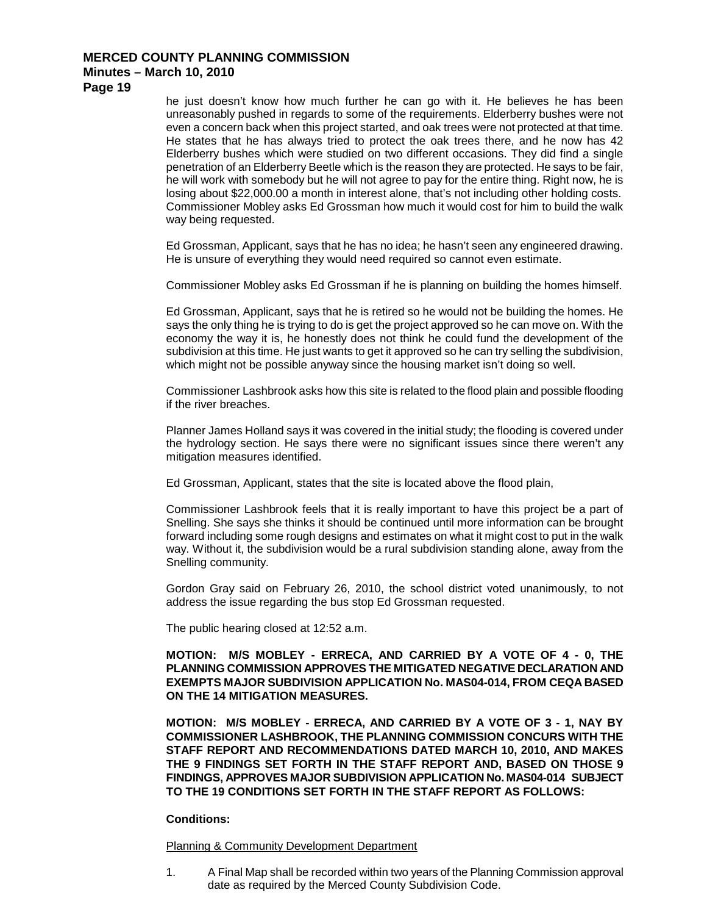he just doesn't know how much further he can go with it. He believes he has been unreasonably pushed in regards to some of the requirements. Elderberry bushes were not even a concern back when this project started, and oak trees were not protected at that time. He states that he has always tried to protect the oak trees there, and he now has 42 Elderberry bushes which were studied on two different occasions. They did find a single penetration of an Elderberry Beetle which is the reason they are protected. He says to be fair, he will work with somebody but he will not agree to pay for the entire thing. Right now, he is losing about $22,000.00 a month in interest alone, that's not including other holding costs. Commissioner Mobley asks Ed Grossman how much it would cost for him to build the walk way being requested.

Ed Grossman, Applicant, says that he has no idea; he hasn't seen any engineered drawing. He is unsure of everything they would need required so cannot even estimate.

Commissioner Mobley asks Ed Grossman if he is planning on building the homes himself.

Ed Grossman, Applicant, says that he is retired so he would not be building the homes. He says the only thing he is trying to do is get the project approved so he can move on. With the economy the way it is, he honestly does not think he could fund the development of the subdivision at this time. He just wants to get it approved so he can try selling the subdivision, which might not be possible anyway since the housing market isn't doing so well.

Commissioner Lashbrook asks how this site is related to the flood plain and possible flooding if the river breaches.

Planner James Holland says it was covered in the initial study; the flooding is covered under the hydrology section. He says there were no significant issues since there weren't any mitigation measures identified.

Ed Grossman, Applicant, states that the site is located above the flood plain,

Commissioner Lashbrook feels that it is really important to have this project be a part of Snelling. She says she thinks it should be continued until more information can be brought forward including some rough designs and estimates on what it might cost to put in the walk way. Without it, the subdivision would be a rural subdivision standing alone, away from the Snelling community.

Gordon Gray said on February 26, 2010, the school district voted unanimously, to not address the issue regarding the bus stop Ed Grossman requested.

The public hearing closed at 12:52 a.m.

**MOTION: M/S MOBLEY - ERRECA, AND CARRIED BY A VOTE OF 4 - 0, THE PLANNING COMMISSION APPROVES THE MITIGATED NEGATIVE DECLARATION AND EXEMPTS MAJOR SUBDIVISION APPLICATION No. MAS04-014, FROM CEQA BASED ON THE 14 MITIGATION MEASURES.**

**MOTION: M/S MOBLEY - ERRECA, AND CARRIED BY A VOTE OF 3 - 1, NAY BY COMMISSIONER LASHBROOK, THE PLANNING COMMISSION CONCURS WITH THE STAFF REPORT AND RECOMMENDATIONS DATED MARCH 10, 2010, AND MAKES THE 9 FINDINGS SET FORTH IN THE STAFF REPORT AND, BASED ON THOSE 9 FINDINGS, APPROVES MAJOR SUBDIVISION APPLICATION No. MAS04-014 SUBJECT TO THE 19 CONDITIONS SET FORTH IN THE STAFF REPORT AS FOLLOWS:**

**Conditions:**

Planning & Community Development Department

1. A Final Map shall be recorded within two years of the Planning Commission approval date as required by the Merced County Subdivision Code.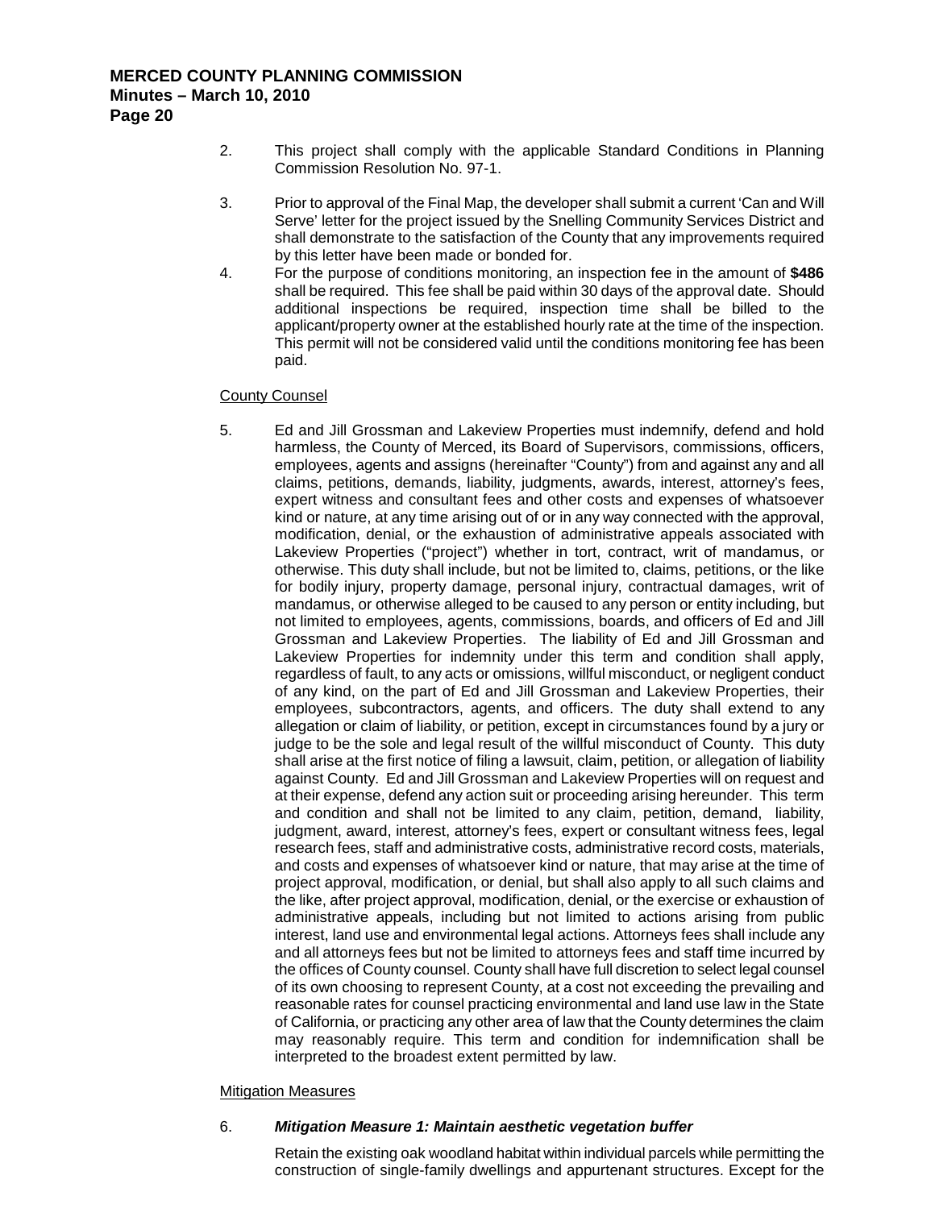2. This project shall comply with the applicable Standard Conditions in Planning Commission Resolution No. 97-1.

3. Prior to approval of the Final Map, the developer shall submit a current 'Can and Will Serve' letter for the project issued by the Snelling Community Services District and shall demonstrate to the satisfaction of the County that any improvements required by this letter have been made or bonded for.

4. For the purpose of conditions monitoring, an inspection fee in the amount of **$486** shall be required. This fee shall be paid within 30 days of the approval date. Should additional inspections be required, inspection time shall be billed to the applicant/property owner at the established hourly rate at the time of the inspection. This permit will not be considered valid until the conditions monitoring fee has been paid.

County Counsel

5. Ed and Jill Grossman and Lakeview Properties must indemnify, defend and hold harmless, the County of Merced, its Board of Supervisors, commissions, officers, employees, agents and assigns (hereinafter "County") from and against any and all claims, petitions, demands, liability, judgments, awards, interest, attorney's fees, expert witness and consultant fees and other costs and expenses of whatsoever kind or nature, at any time arising out of or in any way connected with the approval, modification, denial, or the exhaustion of administrative appeals associated with Lakeview Properties ("project") whether in tort, contract, writ of mandamus, or otherwise. This duty shall include, but not be limited to, claims, petitions, or the like for bodily injury, property damage, personal injury, contractual damages, writ of mandamus, or otherwise alleged to be caused to any person or entity including, but not limited to employees, agents, commissions, boards, and officers of Ed and Jill Grossman and Lakeview Properties. The liability of Ed and Jill Grossman and Lakeview Properties for indemnity under this term and condition shall apply, regardless of fault, to any acts or omissions, willful misconduct, or negligent conduct of any kind, on the part of Ed and Jill Grossman and Lakeview Properties, their employees, subcontractors, agents, and officers. The duty shall extend to any allegation or claim of liability, or petition, except in circumstances found by a jury or judge to be the sole and legal result of the willful misconduct of County. This duty shall arise at the first notice of filing a lawsuit, claim, petition, or allegation of liability against County. Ed and Jill Grossman and Lakeview Properties will on request and at their expense, defend any action suit or proceeding arising hereunder. This term and condition and shall not be limited to any claim, petition, demand, liability, judgment, award, interest, attorney's fees, expert or consultant witness fees, legal research fees, staff and administrative costs, administrative record costs, materials, and costs and expenses of whatsoever kind or nature, that may arise at the time of project approval, modification, or denial, but shall also apply to all such claims and the like, after project approval, modification, denial, or the exercise or exhaustion of administrative appeals, including but not limited to actions arising from public interest, land use and environmental legal actions. Attorneys fees shall include any and all attorneys fees but not be limited to attorneys fees and staff time incurred by the offices of County counsel. County shall have full discretion to select legal counsel of its own choosing to represent County, at a cost not exceeding the prevailing and reasonable rates for counsel practicing environmental and land use law in the State of California, or practicing any other area of law that the County determines the claim may reasonably require. This term and condition for indemnification shall be interpreted to the broadest extent permitted by law.

Mitigation Measures

6. ***Mitigation Measure 1: Maintain aesthetic vegetation buffer***

   Retain the existing oak woodland habitat within individual parcels while permitting the construction of single-family dwellings and appurtenant structures. Except for the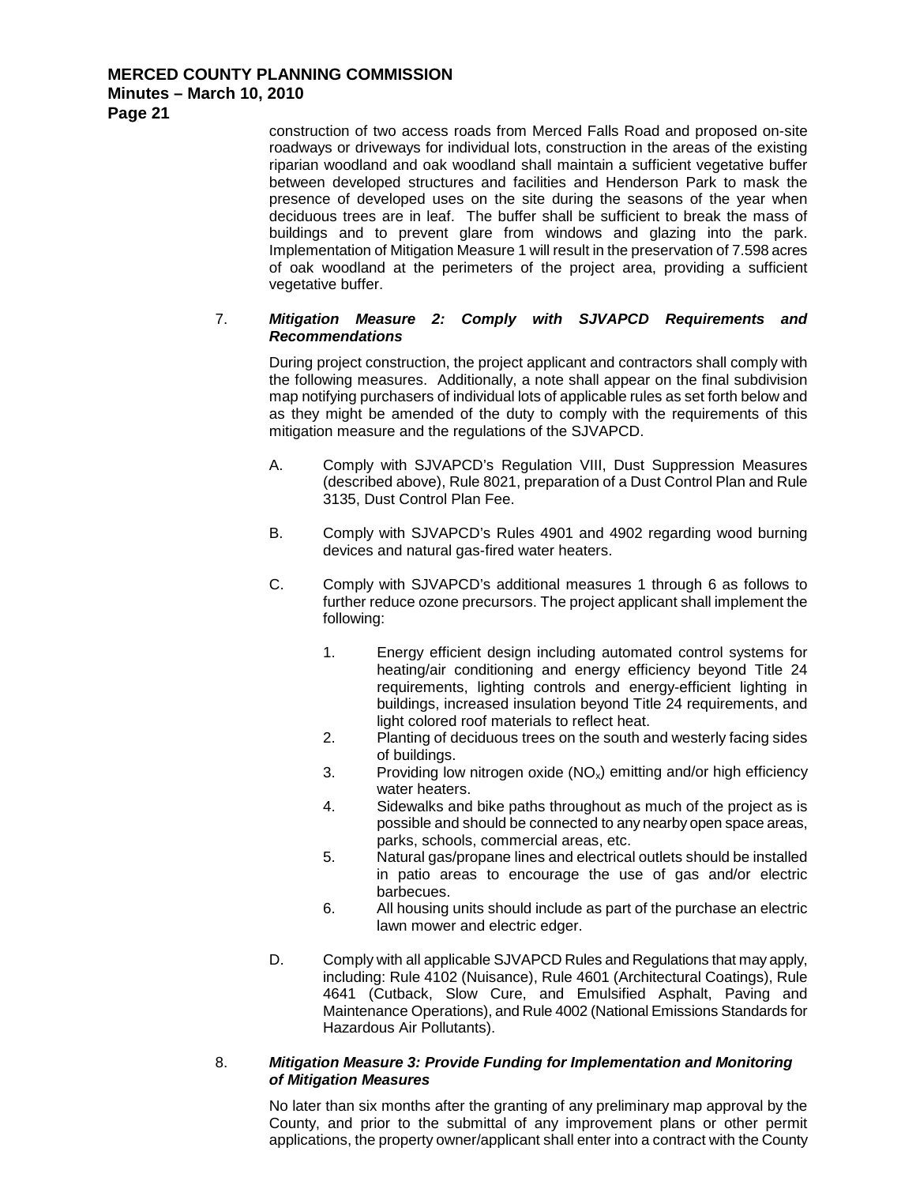construction of two access roads from Merced Falls Road and proposed on-site roadways or driveways for individual lots, construction in the areas of the existing riparian woodland and oak woodland shall maintain a sufficient vegetative buffer between developed structures and facilities and Henderson Park to mask the presence of developed uses on the site during the seasons of the year when deciduous trees are in leaf. The buffer shall be sufficient to break the mass of buildings and to prevent glare from windows and glazing into the park. Implementation of Mitigation Measure 1 will result in the preservation of 7.598 acres of oak woodland at the perimeters of the project area, providing a sufficient vegetative buffer.

7. ***Mitigation Measure 2: Comply with SJVAPCD Requirements and Recommendations***

During project construction, the project applicant and contractors shall comply with the following measures. Additionally, a note shall appear on the final subdivision map notifying purchasers of individual lots of applicable rules as set forth below and as they might be amended of the duty to comply with the requirements of this mitigation measure and the regulations of the SJVAPCD.

A. Comply with SJVAPCD's Regulation VIII, Dust Suppression Measures (described above), Rule 8021, preparation of a Dust Control Plan and Rule 3135, Dust Control Plan Fee.

B. Comply with SJVAPCD's Rules 4901 and 4902 regarding wood burning devices and natural gas-fired water heaters.

C. Comply with SJVAPCD's additional measures 1 through 6 as follows to further reduce ozone precursors. The project applicant shall implement the following:

1. Energy efficient design including automated control systems for heating/air conditioning and energy efficiency beyond Title 24 requirements, lighting controls and energy-efficient lighting in buildings, increased insulation beyond Title 24 requirements, and light colored roof materials to reflect heat.
2. Planting of deciduous trees on the south and westerly facing sides of buildings.
3. Providing low nitrogen oxide ($NO_x$) emitting and/or high efficiency water heaters.
4. Sidewalks and bike paths throughout as much of the project as is possible and should be connected to any nearby open space areas, parks, schools, commercial areas, etc.
5. Natural gas/propane lines and electrical outlets should be installed in patio areas to encourage the use of gas and/or electric barbecues.
6. All housing units should include as part of the purchase an electric lawn mower and electric edger.

D. Comply with all applicable SJVAPCD Rules and Regulations that may apply, including: Rule 4102 (Nuisance), Rule 4601 (Architectural Coatings), Rule 4641 (Cutback, Slow Cure, and Emulsified Asphalt, Paving and Maintenance Operations), and Rule 4002 (National Emissions Standards for Hazardous Air Pollutants).

8. ***Mitigation Measure 3: Provide Funding for Implementation and Monitoring of Mitigation Measures***

No later than six months after the granting of any preliminary map approval by the County, and prior to the submittal of any improvement plans or other permit applications, the property owner/applicant shall enter into a contract with the County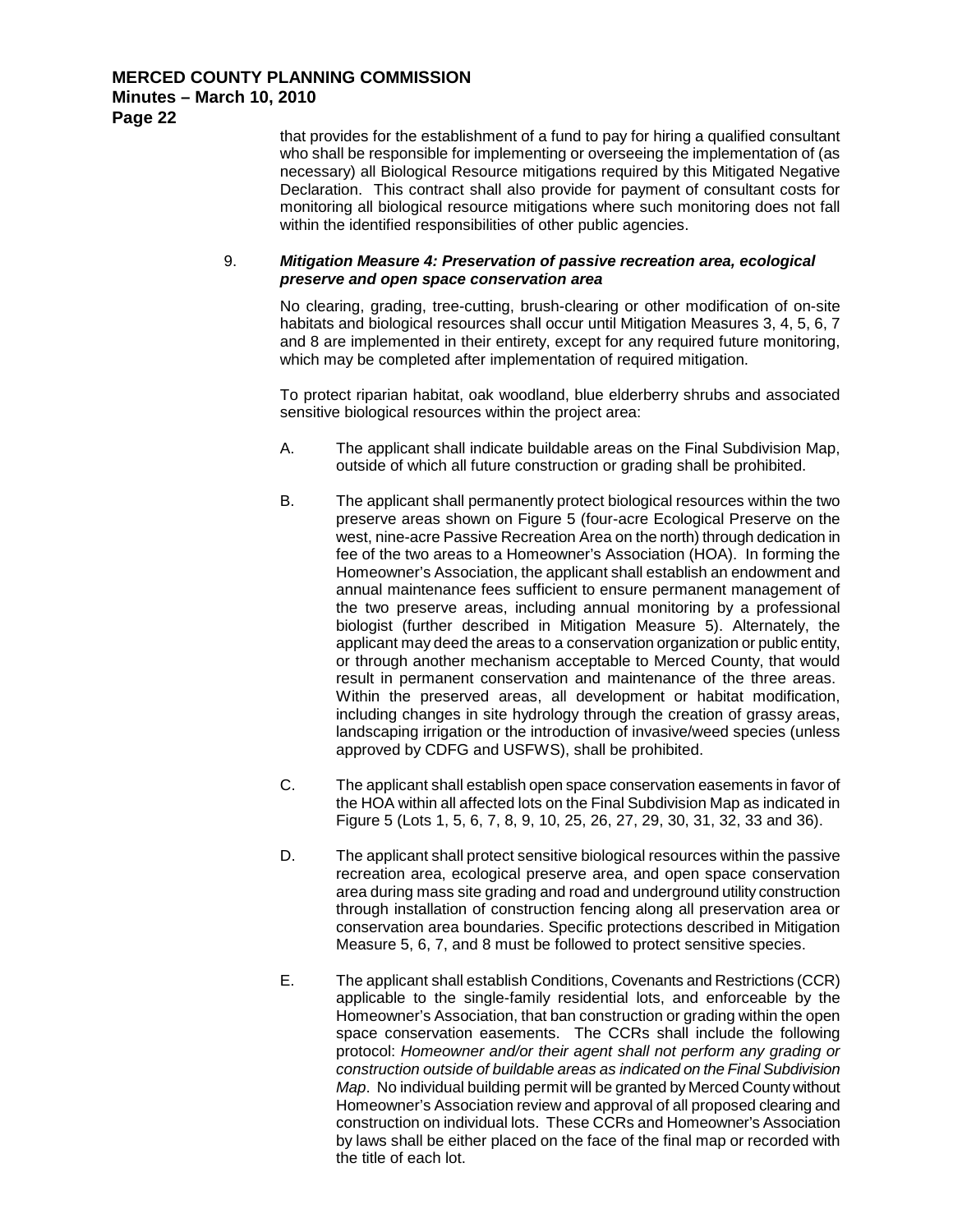that provides for the establishment of a fund to pay for hiring a qualified consultant who shall be responsible for implementing or overseeing the implementation of (as necessary) all Biological Resource mitigations required by this Mitigated Negative Declaration. This contract shall also provide for payment of consultant costs for monitoring all biological resource mitigations where such monitoring does not fall within the identified responsibilities of other public agencies.

9. ***Mitigation Measure 4: Preservation of passive recreation area, ecological preserve and open space conservation area***

No clearing, grading, tree-cutting, brush-clearing or other modification of on-site habitats and biological resources shall occur until Mitigation Measures 3, 4, 5, 6, 7 and 8 are implemented in their entirety, except for any required future monitoring, which may be completed after implementation of required mitigation.

To protect riparian habitat, oak woodland, blue elderberry shrubs and associated sensitive biological resources within the project area:

A. The applicant shall indicate buildable areas on the Final Subdivision Map, outside of which all future construction or grading shall be prohibited.

B. The applicant shall permanently protect biological resources within the two preserve areas shown on Figure 5 (four-acre Ecological Preserve on the west, nine-acre Passive Recreation Area on the north) through dedication in fee of the two areas to a Homeowner's Association (HOA). In forming the Homeowner's Association, the applicant shall establish an endowment and annual maintenance fees sufficient to ensure permanent management of the two preserve areas, including annual monitoring by a professional biologist (further described in Mitigation Measure 5). Alternately, the applicant may deed the areas to a conservation organization or public entity, or through another mechanism acceptable to Merced County, that would result in permanent conservation and maintenance of the three areas. Within the preserved areas, all development or habitat modification, including changes in site hydrology through the creation of grassy areas, landscaping irrigation or the introduction of invasive/weed species (unless approved by CDFG and USFWS), shall be prohibited.

C. The applicant shall establish open space conservation easements in favor of the HOA within all affected lots on the Final Subdivision Map as indicated in Figure 5 (Lots 1, 5, 6, 7, 8, 9, 10, 25, 26, 27, 29, 30, 31, 32, 33 and 36).

D. The applicant shall protect sensitive biological resources within the passive recreation area, ecological preserve area, and open space conservation area during mass site grading and road and underground utility construction through installation of construction fencing along all preservation area or conservation area boundaries. Specific protections described in Mitigation Measure 5, 6, 7, and 8 must be followed to protect sensitive species.

E. The applicant shall establish Conditions, Covenants and Restrictions (CCR) applicable to the single-family residential lots, and enforceable by the Homeowner's Association, that ban construction or grading within the open space conservation easements. The CCRs shall include the following protocol: *Homeowner and/or their agent shall not perform any grading or construction outside of buildable areas as indicated on the Final Subdivision Map*. No individual building permit will be granted by Merced County without Homeowner's Association review and approval of all proposed clearing and construction on individual lots. These CCRs and Homeowner's Association by laws shall be either placed on the face of the final map or recorded with the title of each lot.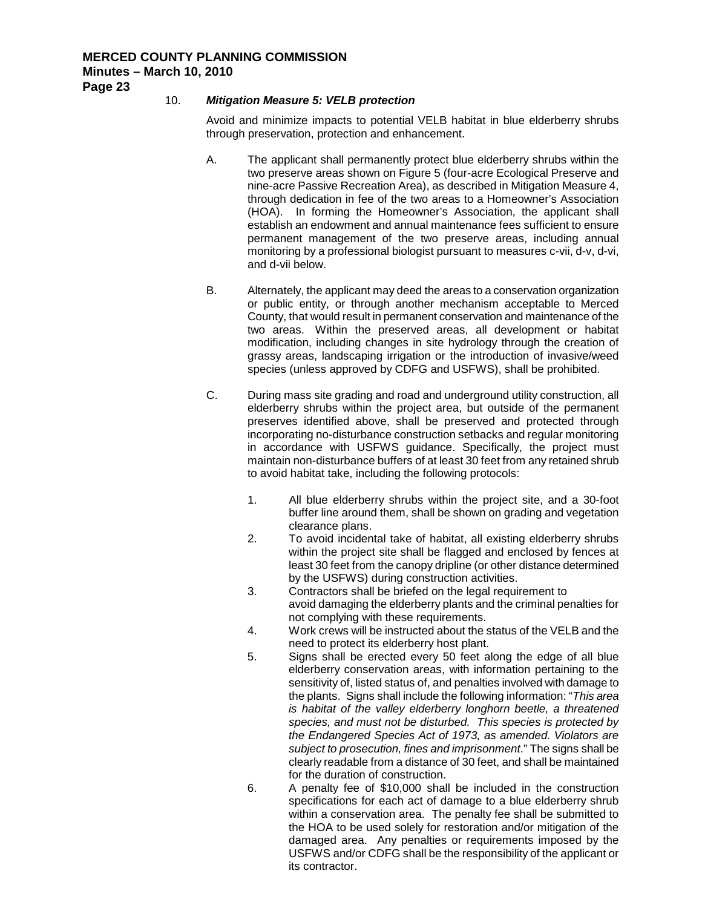10. ***Mitigation Measure 5: VELB protection***

Avoid and minimize impacts to potential VELB habitat in blue elderberry shrubs through preservation, protection and enhancement.

A. The applicant shall permanently protect blue elderberry shrubs within the two preserve areas shown on Figure 5 (four-acre Ecological Preserve and nine-acre Passive Recreation Area), as described in Mitigation Measure 4, through dedication in fee of the two areas to a Homeowner's Association (HOA). In forming the Homeowner's Association, the applicant shall establish an endowment and annual maintenance fees sufficient to ensure permanent management of the two preserve areas, including annual monitoring by a professional biologist pursuant to measures c-vii, d-v, d-vi, and d-vii below.

B. Alternately, the applicant may deed the areas to a conservation organization or public entity, or through another mechanism acceptable to Merced County, that would result in permanent conservation and maintenance of the two areas. Within the preserved areas, all development or habitat modification, including changes in site hydrology through the creation of grassy areas, landscaping irrigation or the introduction of invasive/weed species (unless approved by CDFG and USFWS), shall be prohibited.

C. During mass site grading and road and underground utility construction, all elderberry shrubs within the project area, but outside of the permanent preserves identified above, shall be preserved and protected through incorporating no-disturbance construction setbacks and regular monitoring in accordance with USFWS guidance. Specifically, the project must maintain non-disturbance buffers of at least 30 feet from any retained shrub to avoid habitat take, including the following protocols:

   1. All blue elderberry shrubs within the project site, and a 30-foot buffer line around them, shall be shown on grading and vegetation clearance plans.
   2. To avoid incidental take of habitat, all existing elderberry shrubs within the project site shall be flagged and enclosed by fences at least 30 feet from the canopy dripline (or other distance determined by the USFWS) during construction activities.
   3. Contractors shall be briefed on the legal requirement to avoid damaging the elderberry plants and the criminal penalties for not complying with these requirements.
   4. Work crews will be instructed about the status of the VELB and the need to protect its elderberry host plant.
   5. Signs shall be erected every 50 feet along the edge of all blue elderberry conservation areas, with information pertaining to the sensitivity of, listed status of, and penalties involved with damage to the plants. Signs shall include the following information: "*This area is habitat of the valley elderberry longhorn beetle, a threatened species, and must not be disturbed. This species is protected by the Endangered Species Act of 1973, as amended. Violators are subject to prosecution, fines and imprisonment*." The signs shall be clearly readable from a distance of 30 feet, and shall be maintained for the duration of construction.
   6. A penalty fee of $10,000 shall be included in the construction specifications for each act of damage to a blue elderberry shrub within a conservation area. The penalty fee shall be submitted to the HOA to be used solely for restoration and/or mitigation of the damaged area. Any penalties or requirements imposed by the USFWS and/or CDFG shall be the responsibility of the applicant or its contractor.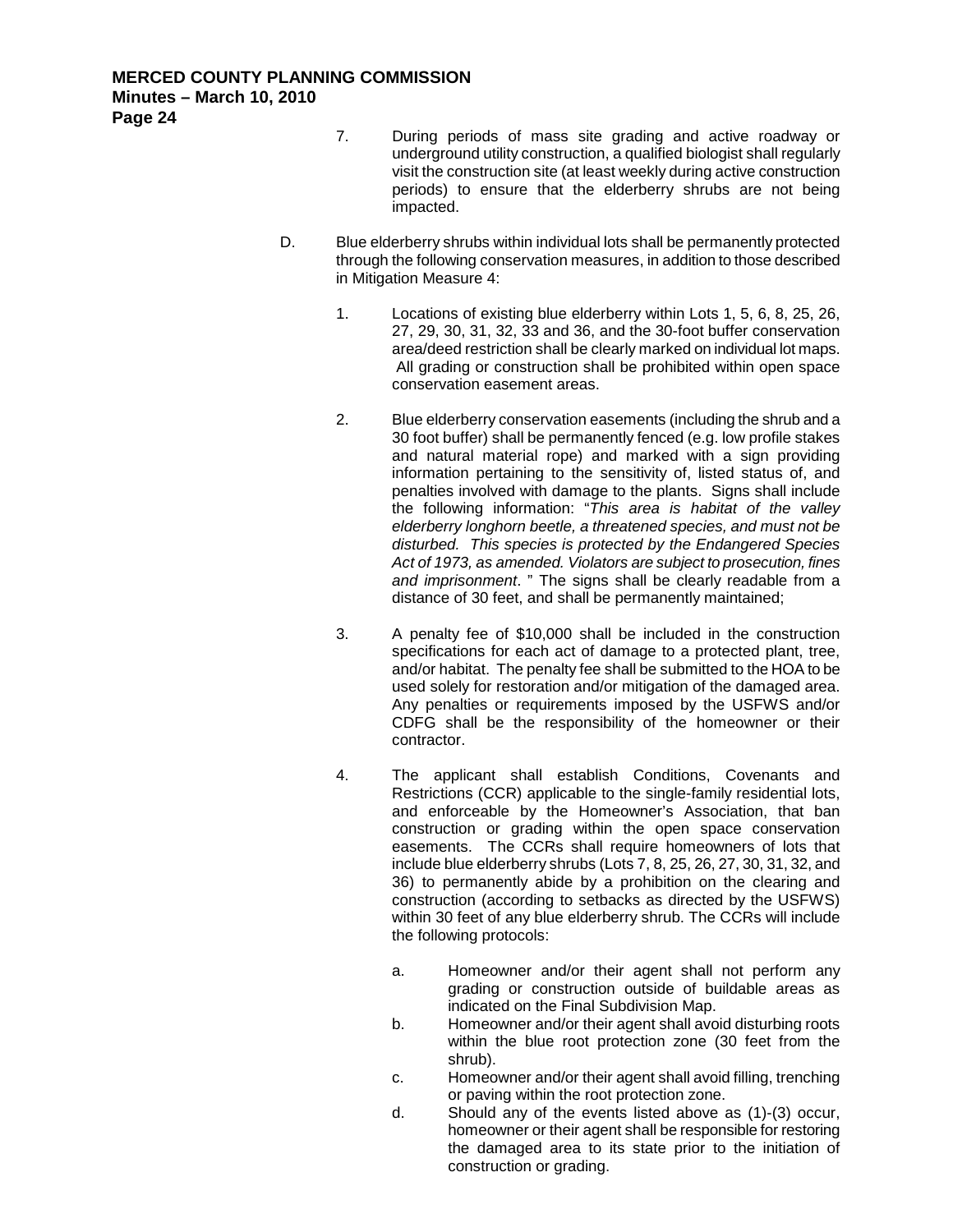7. During periods of mass site grading and active roadway or underground utility construction, a qualified biologist shall regularly visit the construction site (at least weekly during active construction periods) to ensure that the elderberry shrubs are not being impacted.

D. Blue elderberry shrubs within individual lots shall be permanently protected through the following conservation measures, in addition to those described in Mitigation Measure 4:

1. Locations of existing blue elderberry within Lots 1, 5, 6, 8, 25, 26, 27, 29, 30, 31, 32, 33 and 36, and the 30-foot buffer conservation area/deed restriction shall be clearly marked on individual lot maps. All grading or construction shall be prohibited within open space conservation easement areas.

2. Blue elderberry conservation easements (including the shrub and a 30 foot buffer) shall be permanently fenced (e.g. low profile stakes and natural material rope) and marked with a sign providing information pertaining to the sensitivity of, listed status of, and penalties involved with damage to the plants. Signs shall include the following information: "*This area is habitat of the valley elderberry longhorn beetle, a threatened species, and must not be disturbed. This species is protected by the Endangered Species Act of 1973, as amended. Violators are subject to prosecution, fines and imprisonment*. " The signs shall be clearly readable from a distance of 30 feet, and shall be permanently maintained;

3. A penalty fee of $10,000 shall be included in the construction specifications for each act of damage to a protected plant, tree, and/or habitat. The penalty fee shall be submitted to the HOA to be used solely for restoration and/or mitigation of the damaged area. Any penalties or requirements imposed by the USFWS and/or CDFG shall be the responsibility of the homeowner or their contractor.

4. The applicant shall establish Conditions, Covenants and Restrictions (CCR) applicable to the single-family residential lots, and enforceable by the Homeowner's Association, that ban construction or grading within the open space conservation easements. The CCRs shall require homeowners of lots that include blue elderberry shrubs (Lots 7, 8, 25, 26, 27, 30, 31, 32, and 36) to permanently abide by a prohibition on the clearing and construction (according to setbacks as directed by the USFWS) within 30 feet of any blue elderberry shrub. The CCRs will include the following protocols:

   a. Homeowner and/or their agent shall not perform any grading or construction outside of buildable areas as indicated on the Final Subdivision Map.
   b. Homeowner and/or their agent shall avoid disturbing roots within the blue root protection zone (30 feet from the shrub).
   c. Homeowner and/or their agent shall avoid filling, trenching or paving within the root protection zone.
   d. Should any of the events listed above as (1)-(3) occur, homeowner or their agent shall be responsible for restoring the damaged area to its state prior to the initiation of construction or grading.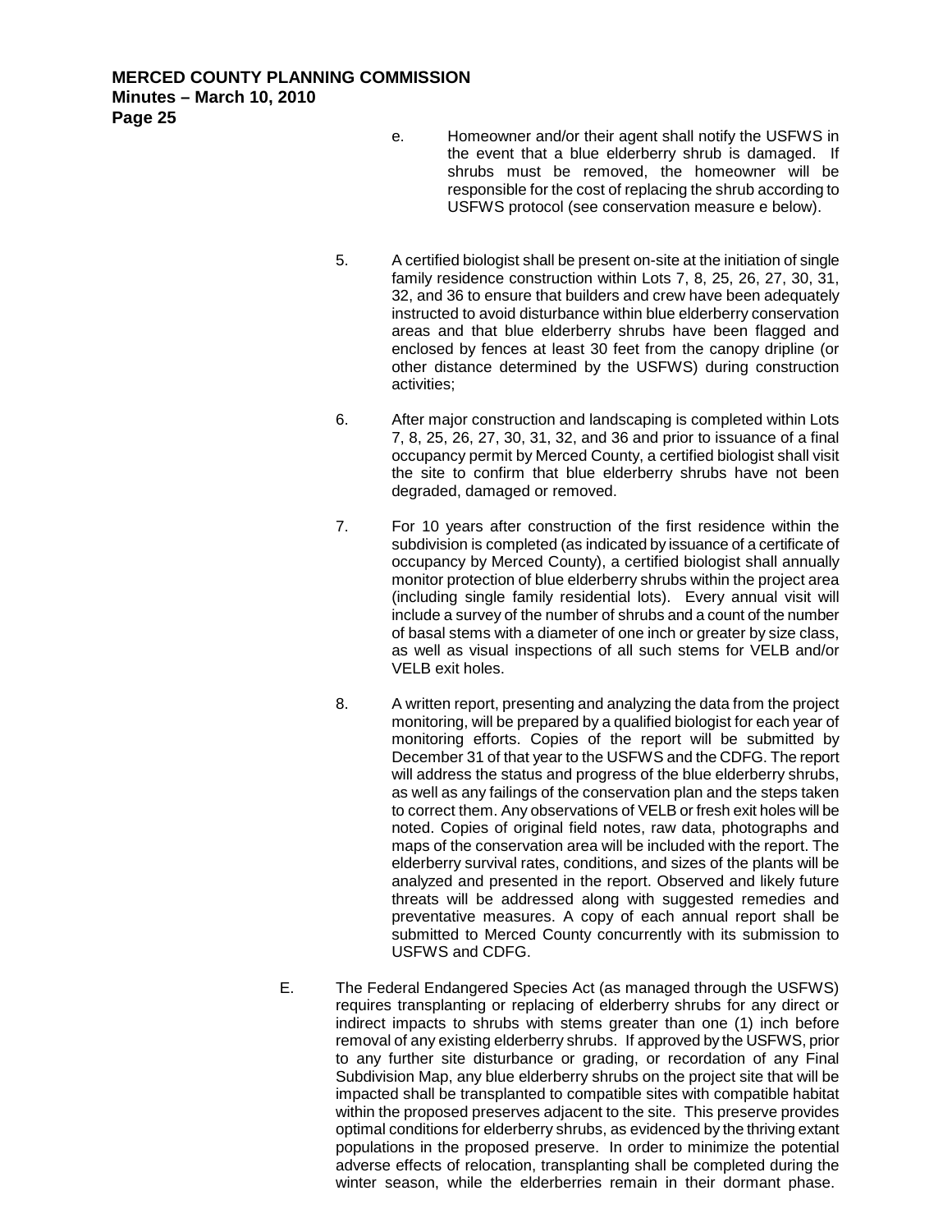e. Homeowner and/or their agent shall notify the USFWS in the event that a blue elderberry shrub is damaged. If shrubs must be removed, the homeowner will be responsible for the cost of replacing the shrub according to USFWS protocol (see conservation measure e below).

5. A certified biologist shall be present on-site at the initiation of single family residence construction within Lots 7, 8, 25, 26, 27, 30, 31, 32, and 36 to ensure that builders and crew have been adequately instructed to avoid disturbance within blue elderberry conservation areas and that blue elderberry shrubs have been flagged and enclosed by fences at least 30 feet from the canopy dripline (or other distance determined by the USFWS) during construction activities;

6. After major construction and landscaping is completed within Lots 7, 8, 25, 26, 27, 30, 31, 32, and 36 and prior to issuance of a final occupancy permit by Merced County, a certified biologist shall visit the site to confirm that blue elderberry shrubs have not been degraded, damaged or removed.

7. For 10 years after construction of the first residence within the subdivision is completed (as indicated by issuance of a certificate of occupancy by Merced County), a certified biologist shall annually monitor protection of blue elderberry shrubs within the project area (including single family residential lots). Every annual visit will include a survey of the number of shrubs and a count of the number of basal stems with a diameter of one inch or greater by size class, as well as visual inspections of all such stems for VELB and/or VELB exit holes.

8. A written report, presenting and analyzing the data from the project monitoring, will be prepared by a qualified biologist for each year of monitoring efforts. Copies of the report will be submitted by December 31 of that year to the USFWS and the CDFG. The report will address the status and progress of the blue elderberry shrubs, as well as any failings of the conservation plan and the steps taken to correct them. Any observations of VELB or fresh exit holes will be noted. Copies of original field notes, raw data, photographs and maps of the conservation area will be included with the report. The elderberry survival rates, conditions, and sizes of the plants will be analyzed and presented in the report. Observed and likely future threats will be addressed along with suggested remedies and preventative measures. A copy of each annual report shall be submitted to Merced County concurrently with its submission to USFWS and CDFG.

E. The Federal Endangered Species Act (as managed through the USFWS) requires transplanting or replacing of elderberry shrubs for any direct or indirect impacts to shrubs with stems greater than one (1) inch before removal of any existing elderberry shrubs. If approved by the USFWS, prior to any further site disturbance or grading, or recordation of any Final Subdivision Map, any blue elderberry shrubs on the project site that will be impacted shall be transplanted to compatible sites with compatible habitat within the proposed preserves adjacent to the site. This preserve provides optimal conditions for elderberry shrubs, as evidenced by the thriving extant populations in the proposed preserve. In order to minimize the potential adverse effects of relocation, transplanting shall be completed during the winter season, while the elderberries remain in their dormant phase.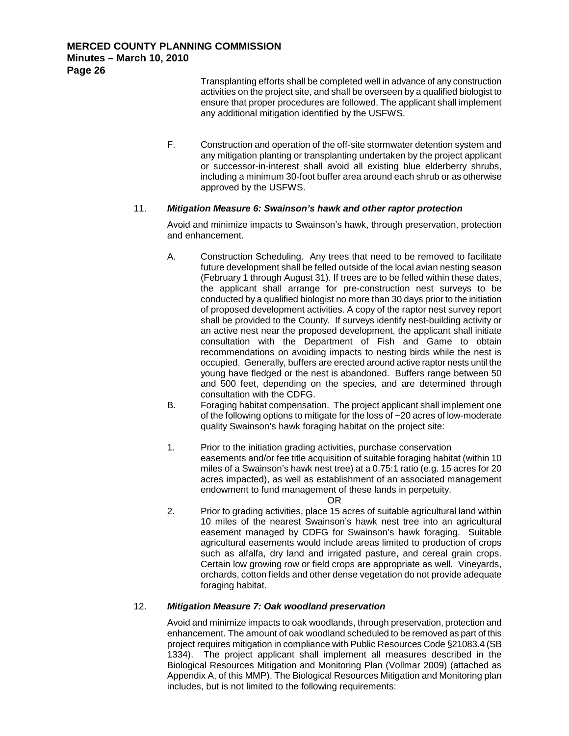Transplanting efforts shall be completed well in advance of any construction activities on the project site, and shall be overseen by a qualified biologist to ensure that proper procedures are followed. The applicant shall implement any additional mitigation identified by the USFWS.

F. Construction and operation of the off-site stormwater detention system and any mitigation planting or transplanting undertaken by the project applicant or successor-in-interest shall avoid all existing blue elderberry shrubs, including a minimum 30-foot buffer area around each shrub or as otherwise approved by the USFWS.

11. ***Mitigation Measure 6: Swainson's hawk and other raptor protection***

Avoid and minimize impacts to Swainson's hawk, through preservation, protection and enhancement.

A. Construction Scheduling. Any trees that need to be removed to facilitate future development shall be felled outside of the local avian nesting season (February 1 through August 31). If trees are to be felled within these dates, the applicant shall arrange for pre-construction nest surveys to be conducted by a qualified biologist no more than 30 days prior to the initiation of proposed development activities. A copy of the raptor nest survey report shall be provided to the County. If surveys identify nest-building activity or an active nest near the proposed development, the applicant shall initiate consultation with the Department of Fish and Game to obtain recommendations on avoiding impacts to nesting birds while the nest is occupied. Generally, buffers are erected around active raptor nests until the young have fledged or the nest is abandoned. Buffers range between 50 and 500 feet, depending on the species, and are determined through consultation with the CDFG.

B. Foraging habitat compensation. The project applicant shall implement one of the following options to mitigate for the loss of ~20 acres of low-moderate quality Swainson's hawk foraging habitat on the project site:

1. Prior to the initiation grading activities, purchase conservation easements and/or fee title acquisition of suitable foraging habitat (within 10 miles of a Swainson's hawk nest tree) at a 0.75:1 ratio (e.g. 15 acres for 20 acres impacted), as well as establishment of an associated management endowment to fund management of these lands in perpetuity.

OR

2. Prior to grading activities, place 15 acres of suitable agricultural land within 10 miles of the nearest Swainson's hawk nest tree into an agricultural easement managed by CDFG for Swainson's hawk foraging. Suitable agricultural easements would include areas limited to production of crops such as alfalfa, dry land and irrigated pasture, and cereal grain crops. Certain low growing row or field crops are appropriate as well. Vineyards, orchards, cotton fields and other dense vegetation do not provide adequate foraging habitat.

12. ***Mitigation Measure 7: Oak woodland preservation***

Avoid and minimize impacts to oak woodlands, through preservation, protection and enhancement. The amount of oak woodland scheduled to be removed as part of this project requires mitigation in compliance with Public Resources Code §21083.4 (SB 1334). The project applicant shall implement all measures described in the Biological Resources Mitigation and Monitoring Plan (Vollmar 2009) (attached as Appendix A, of this MMP). The Biological Resources Mitigation and Monitoring plan includes, but is not limited to the following requirements: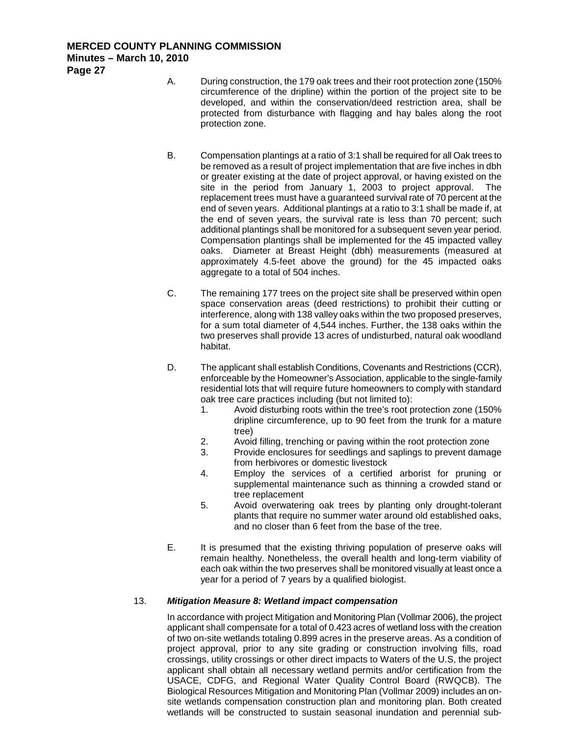A. During construction, the 179 oak trees and their root protection zone (150% circumference of the dripline) within the portion of the project site to be developed, and within the conservation/deed restriction area, shall be protected from disturbance with flagging and hay bales along the root protection zone.

B. Compensation plantings at a ratio of 3:1 shall be required for all Oak trees to be removed as a result of project implementation that are five inches in dbh or greater existing at the date of project approval, or having existed on the site in the period from January 1, 2003 to project approval. The replacement trees must have a guaranteed survival rate of 70 percent at the end of seven years. Additional plantings at a ratio to 3:1 shall be made if, at the end of seven years, the survival rate is less than 70 percent; such additional plantings shall be monitored for a subsequent seven year period. Compensation plantings shall be implemented for the 45 impacted valley oaks. Diameter at Breast Height (dbh) measurements (measured at approximately 4.5-feet above the ground) for the 45 impacted oaks aggregate to a total of 504 inches.

C. The remaining 177 trees on the project site shall be preserved within open space conservation areas (deed restrictions) to prohibit their cutting or interference, along with 138 valley oaks within the two proposed preserves, for a sum total diameter of 4,544 inches. Further, the 138 oaks within the two preserves shall provide 13 acres of undisturbed, natural oak woodland habitat.

D. The applicant shall establish Conditions, Covenants and Restrictions (CCR), enforceable by the Homeowner's Association, applicable to the single-family residential lots that will require future homeowners to comply with standard oak tree care practices including (but not limited to):

   1. Avoid disturbing roots within the tree's root protection zone (150% dripline circumference, up to 90 feet from the trunk for a mature tree)
   2. Avoid filling, trenching or paving within the root protection zone
   3. Provide enclosures for seedlings and saplings to prevent damage from herbivores or domestic livestock
   4. Employ the services of a certified arborist for pruning or supplemental maintenance such as thinning a crowded stand or tree replacement
   5. Avoid overwatering oak trees by planting only drought-tolerant plants that require no summer water around old established oaks, and no closer than 6 feet from the base of the tree.

E. It is presumed that the existing thriving population of preserve oaks will remain healthy. Nonetheless, the overall health and long-term viability of each oak within the two preserves shall be monitored visually at least once a year for a period of 7 years by a qualified biologist.

13. ***Mitigation Measure 8: Wetland impact compensation***

In accordance with project Mitigation and Monitoring Plan (Vollmar 2006), the project applicant shall compensate for a total of 0.423 acres of wetland loss with the creation of two on-site wetlands totaling 0.899 acres in the preserve areas. As a condition of project approval, prior to any site grading or construction involving fills, road crossings, utility crossings or other direct impacts to Waters of the U.S, the project applicant shall obtain all necessary wetland permits and/or certification from the USACE, CDFG, and Regional Water Quality Control Board (RWQCB). The Biological Resources Mitigation and Monitoring Plan (Vollmar 2009) includes an on-site wetlands compensation construction plan and monitoring plan. Both created wetlands will be constructed to sustain seasonal inundation and perennial sub-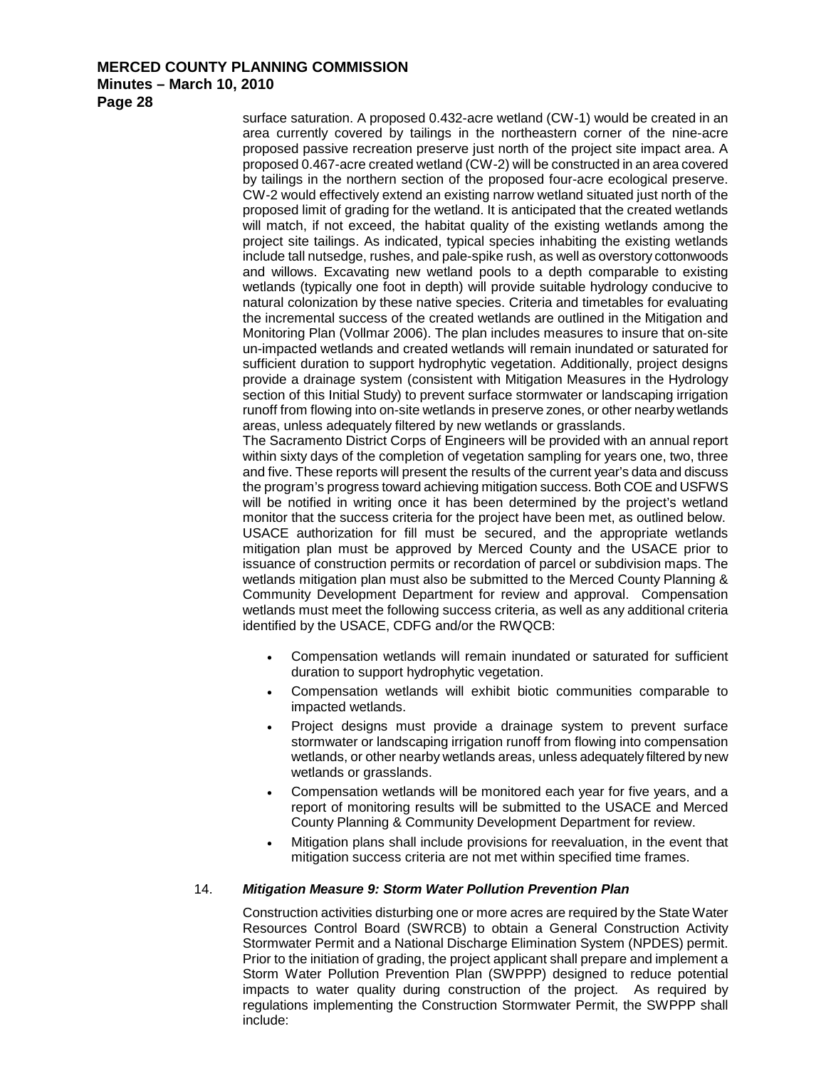surface saturation. A proposed 0.432-acre wetland (CW-1) would be created in an area currently covered by tailings in the northeastern corner of the nine-acre proposed passive recreation preserve just north of the project site impact area. A proposed 0.467-acre created wetland (CW-2) will be constructed in an area covered by tailings in the northern section of the proposed four-acre ecological preserve. CW-2 would effectively extend an existing narrow wetland situated just north of the proposed limit of grading for the wetland. It is anticipated that the created wetlands will match, if not exceed, the habitat quality of the existing wetlands among the project site tailings. As indicated, typical species inhabiting the existing wetlands include tall nutsedge, rushes, and pale-spike rush, as well as overstory cottonwoods and willows. Excavating new wetland pools to a depth comparable to existing wetlands (typically one foot in depth) will provide suitable hydrology conducive to natural colonization by these native species. Criteria and timetables for evaluating the incremental success of the created wetlands are outlined in the Mitigation and Monitoring Plan (Vollmar 2006). The plan includes measures to insure that on-site un-impacted wetlands and created wetlands will remain inundated or saturated for sufficient duration to support hydrophytic vegetation. Additionally, project designs provide a drainage system (consistent with Mitigation Measures in the Hydrology section of this Initial Study) to prevent surface stormwater or landscaping irrigation runoff from flowing into on-site wetlands in preserve zones, or other nearby wetlands areas, unless adequately filtered by new wetlands or grasslands.

The Sacramento District Corps of Engineers will be provided with an annual report within sixty days of the completion of vegetation sampling for years one, two, three and five. These reports will present the results of the current year's data and discuss the program's progress toward achieving mitigation success. Both COE and USFWS will be notified in writing once it has been determined by the project's wetland monitor that the success criteria for the project have been met, as outlined below. USACE authorization for fill must be secured, and the appropriate wetlands mitigation plan must be approved by Merced County and the USACE prior to issuance of construction permits or recordation of parcel or subdivision maps. The wetlands mitigation plan must also be submitted to the Merced County Planning & Community Development Department for review and approval. Compensation wetlands must meet the following success criteria, as well as any additional criteria identified by the USACE, CDFG and/or the RWQCB:

- Compensation wetlands will remain inundated or saturated for sufficient duration to support hydrophytic vegetation.
- Compensation wetlands will exhibit biotic communities comparable to impacted wetlands.
- Project designs must provide a drainage system to prevent surface stormwater or landscaping irrigation runoff from flowing into compensation wetlands, or other nearby wetlands areas, unless adequately filtered by new wetlands or grasslands.
- Compensation wetlands will be monitored each year for five years, and a report of monitoring results will be submitted to the USACE and Merced County Planning & Community Development Department for review.
- Mitigation plans shall include provisions for reevaluation, in the event that mitigation success criteria are not met within specified time frames.

14. ***Mitigation Measure 9: Storm Water Pollution Prevention Plan***

Construction activities disturbing one or more acres are required by the State Water Resources Control Board (SWRCB) to obtain a General Construction Activity Stormwater Permit and a National Discharge Elimination System (NPDES) permit. Prior to the initiation of grading, the project applicant shall prepare and implement a Storm Water Pollution Prevention Plan (SWPPP) designed to reduce potential impacts to water quality during construction of the project. As required by regulations implementing the Construction Stormwater Permit, the SWPPP shall include: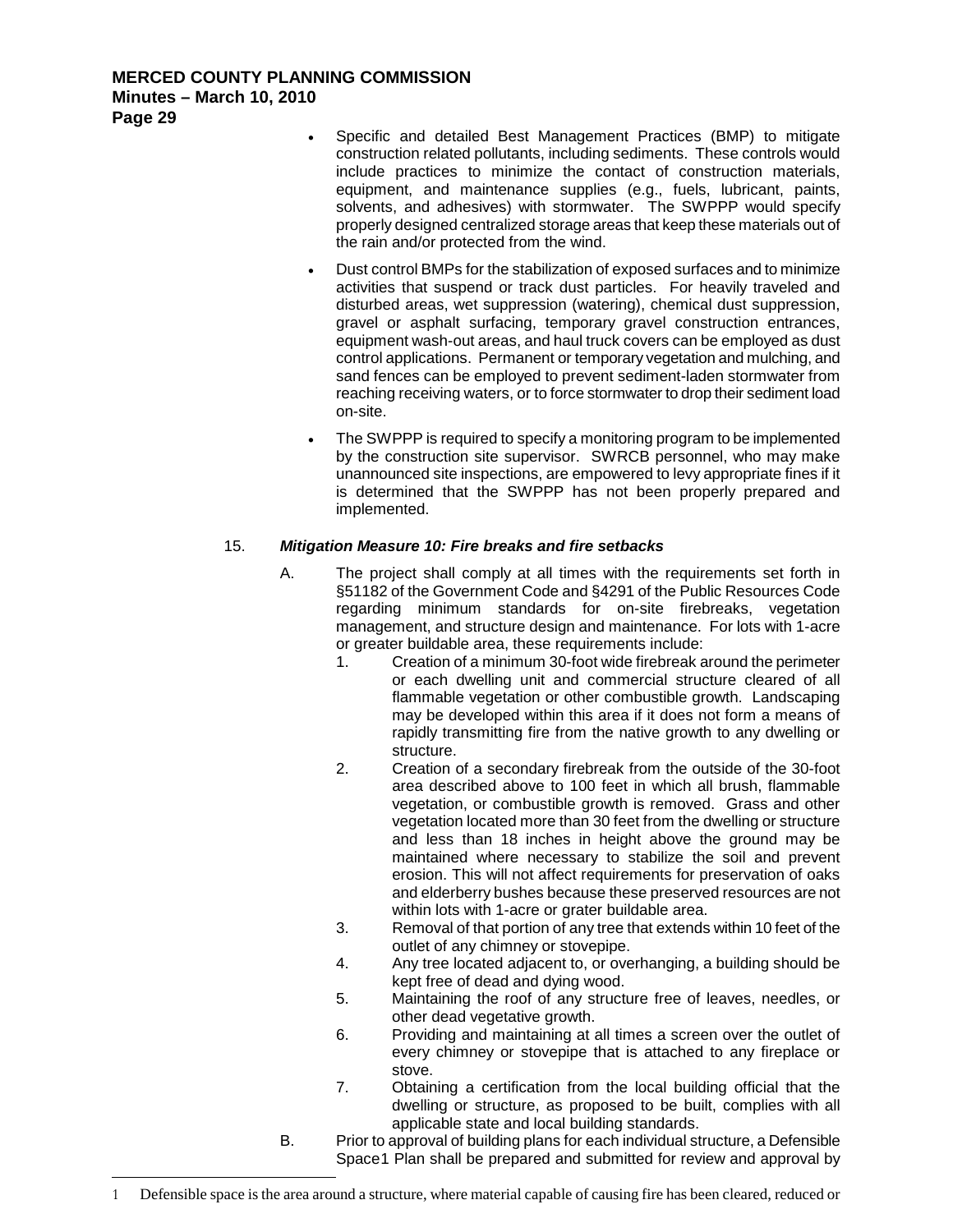- Specific and detailed Best Management Practices (BMP) to mitigate construction related pollutants, including sediments. These controls would include practices to minimize the contact of construction materials, equipment, and maintenance supplies (e.g., fuels, lubricant, paints, solvents, and adhesives) with stormwater. The SWPPP would specify properly designed centralized storage areas that keep these materials out of the rain and/or protected from the wind.

- Dust control BMPs for the stabilization of exposed surfaces and to minimize activities that suspend or track dust particles. For heavily traveled and disturbed areas, wet suppression (watering), chemical dust suppression, gravel or asphalt surfacing, temporary gravel construction entrances, equipment wash-out areas, and haul truck covers can be employed as dust control applications. Permanent or temporary vegetation and mulching, and sand fences can be employed to prevent sediment-laden stormwater from reaching receiving waters, or to force stormwater to drop their sediment load on-site.

- The SWPPP is required to specify a monitoring program to be implemented by the construction site supervisor. SWRCB personnel, who may make unannounced site inspections, are empowered to levy appropriate fines if it is determined that the SWPPP has not been properly prepared and implemented.

15. ***Mitigation Measure 10: Fire breaks and fire setbacks***

A. The project shall comply at all times with the requirements set forth in §51182 of the Government Code and §4291 of the Public Resources Code regarding minimum standards for on-site firebreaks, vegetation management, and structure design and maintenance. For lots with 1-acre or greater buildable area, these requirements include:

1. Creation of a minimum 30-foot wide firebreak around the perimeter or each dwelling unit and commercial structure cleared of all flammable vegetation or other combustible growth. Landscaping may be developed within this area if it does not form a means of rapidly transmitting fire from the native growth to any dwelling or structure.
2. Creation of a secondary firebreak from the outside of the 30-foot area described above to 100 feet in which all brush, flammable vegetation, or combustible growth is removed. Grass and other vegetation located more than 30 feet from the dwelling or structure and less than 18 inches in height above the ground may be maintained where necessary to stabilize the soil and prevent erosion. This will not affect requirements for preservation of oaks and elderberry bushes because these preserved resources are not within lots with 1-acre or grater buildable area.
3. Removal of that portion of any tree that extends within 10 feet of the outlet of any chimney or stovepipe.
4. Any tree located adjacent to, or overhanging, a building should be kept free of dead and dying wood.
5. Maintaining the roof of any structure free of leaves, needles, or other dead vegetative growth.
6. Providing and maintaining at all times a screen over the outlet of every chimney or stovepipe that is attached to any fireplace or stove.
7. Obtaining a certification from the local building official that the dwelling or structure, as proposed to be built, complies with all applicable state and local building standards.

B. Prior to approval of building plans for each individual structure, a Defensible Space[1] Plan shall be prepared and submitted for review and approval by

---

[1] Defensible space is the area around a structure, where material capable of causing fire has been cleared, reduced or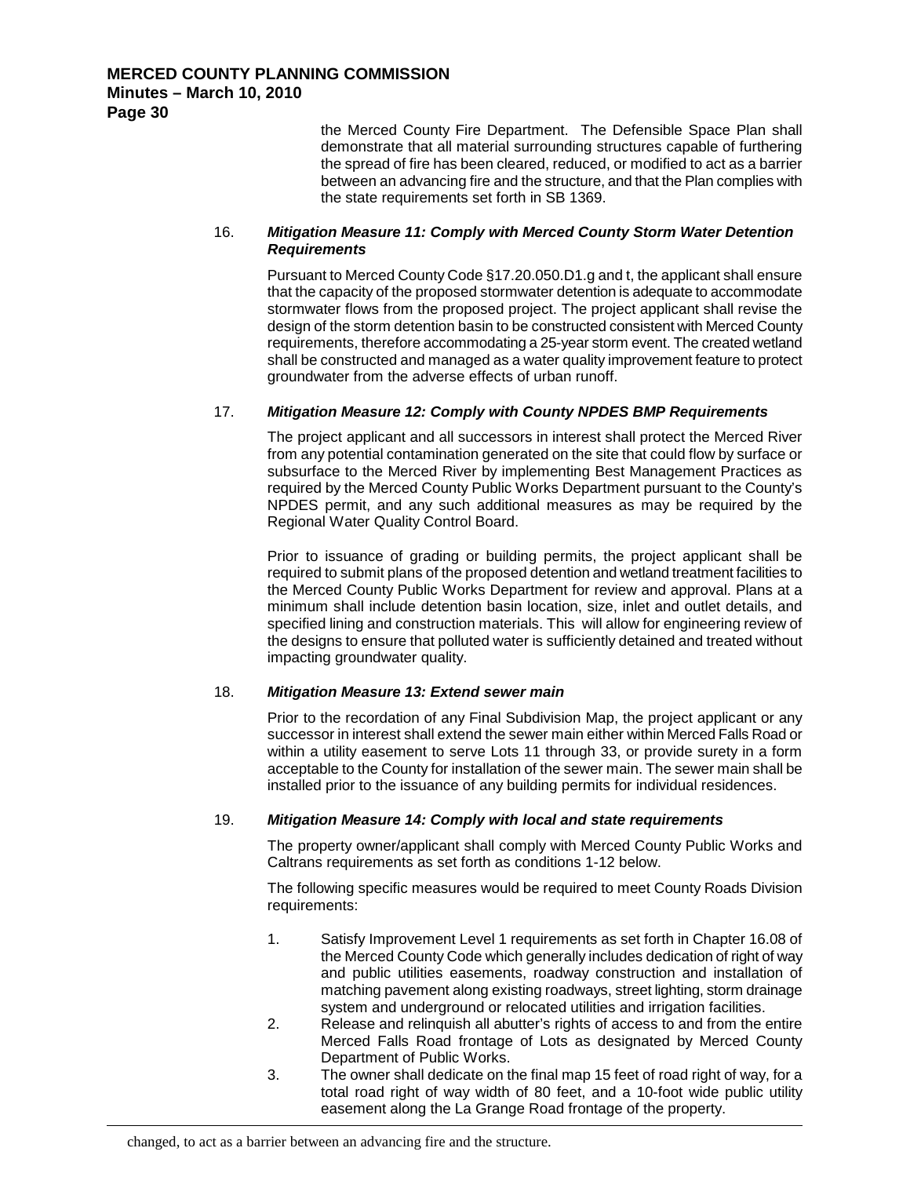the Merced County Fire Department. The Defensible Space Plan shall demonstrate that all material surrounding structures capable of furthering the spread of fire has been cleared, reduced, or modified to act as a barrier between an advancing fire and the structure, and that the Plan complies with the state requirements set forth in SB 1369.

16. ***Mitigation Measure 11: Comply with Merced County Storm Water Detention Requirements***

    Pursuant to Merced County Code §17.20.050.D1.g and t, the applicant shall ensure that the capacity of the proposed stormwater detention is adequate to accommodate stormwater flows from the proposed project. The project applicant shall revise the design of the storm detention basin to be constructed consistent with Merced County requirements, therefore accommodating a 25-year storm event. The created wetland shall be constructed and managed as a water quality improvement feature to protect groundwater from the adverse effects of urban runoff.

17. ***Mitigation Measure 12: Comply with County NPDES BMP Requirements***

    The project applicant and all successors in interest shall protect the Merced River from any potential contamination generated on the site that could flow by surface or subsurface to the Merced River by implementing Best Management Practices as required by the Merced County Public Works Department pursuant to the County's NPDES permit, and any such additional measures as may be required by the Regional Water Quality Control Board.

    Prior to issuance of grading or building permits, the project applicant shall be required to submit plans of the proposed detention and wetland treatment facilities to the Merced County Public Works Department for review and approval. Plans at a minimum shall include detention basin location, size, inlet and outlet details, and specified lining and construction materials. This will allow for engineering review of the designs to ensure that polluted water is sufficiently detained and treated without impacting groundwater quality.

18. ***Mitigation Measure 13: Extend sewer main***

    Prior to the recordation of any Final Subdivision Map, the project applicant or any successor in interest shall extend the sewer main either within Merced Falls Road or within a utility easement to serve Lots 11 through 33, or provide surety in a form acceptable to the County for installation of the sewer main. The sewer main shall be installed prior to the issuance of any building permits for individual residences.

19. ***Mitigation Measure 14: Comply with local and state requirements***

    The property owner/applicant shall comply with Merced County Public Works and Caltrans requirements as set forth as conditions 1-12 below.

    The following specific measures would be required to meet County Roads Division requirements:

    1. Satisfy Improvement Level 1 requirements as set forth in Chapter 16.08 of the Merced County Code which generally includes dedication of right of way and public utilities easements, roadway construction and installation of matching pavement along existing roadways, street lighting, storm drainage system and underground or relocated utilities and irrigation facilities.
    2. Release and relinquish all abutter's rights of access to and from the entire Merced Falls Road frontage of Lots as designated by Merced County Department of Public Works.
    3. The owner shall dedicate on the final map 15 feet of road right of way, for a total road right of way width of 80 feet, and a 10-foot wide public utility easement along the La Grange Road frontage of the property.

---

changed, to act as a barrier between an advancing fire and the structure.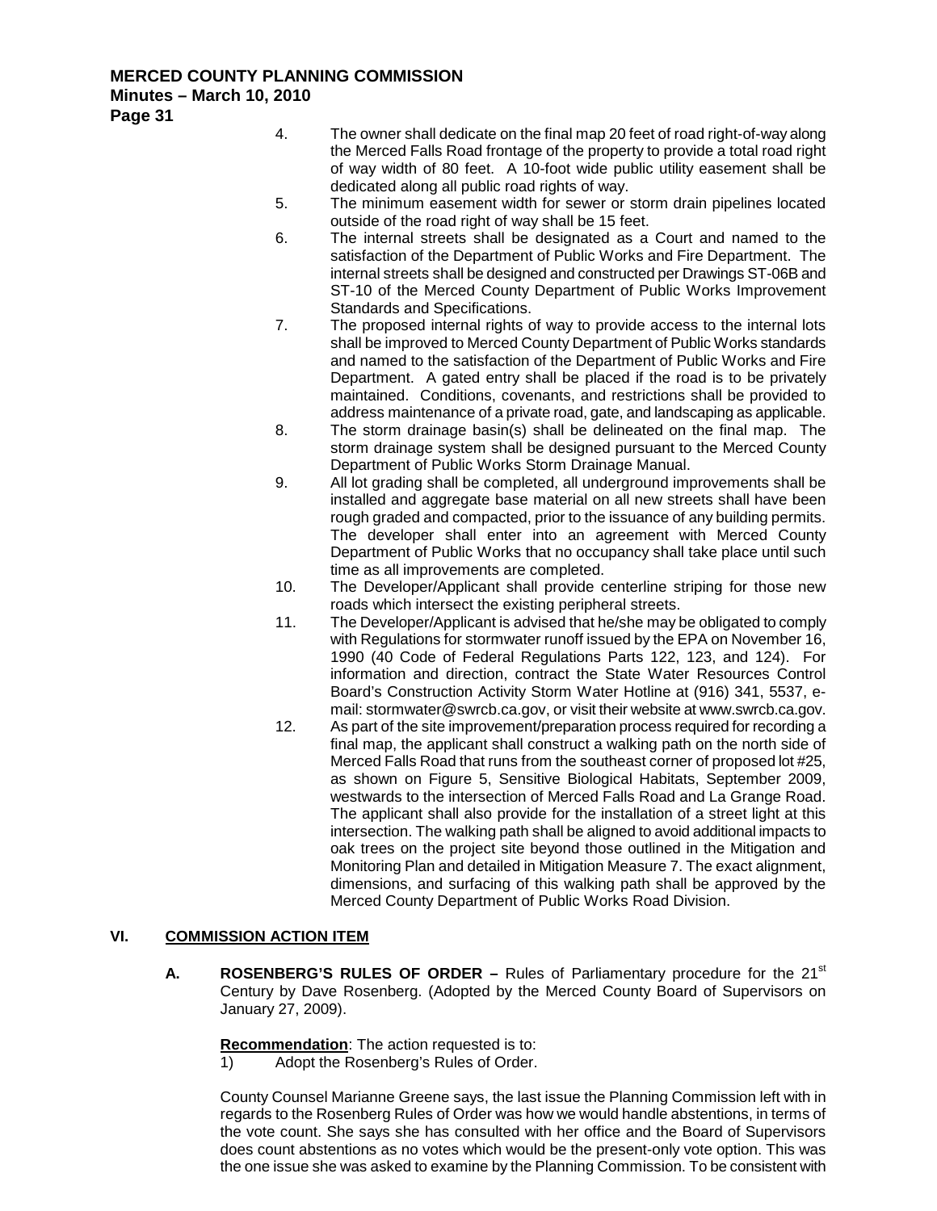4. The owner shall dedicate on the final map 20 feet of road right-of-way along the Merced Falls Road frontage of the property to provide a total road right of way width of 80 feet. A 10-foot wide public utility easement shall be dedicated along all public road rights of way.
5. The minimum easement width for sewer or storm drain pipelines located outside of the road right of way shall be 15 feet.
6. The internal streets shall be designated as a Court and named to the satisfaction of the Department of Public Works and Fire Department. The internal streets shall be designed and constructed per Drawings ST-06B and ST-10 of the Merced County Department of Public Works Improvement Standards and Specifications.
7. The proposed internal rights of way to provide access to the internal lots shall be improved to Merced County Department of Public Works standards and named to the satisfaction of the Department of Public Works and Fire Department. A gated entry shall be placed if the road is to be privately maintained. Conditions, covenants, and restrictions shall be provided to address maintenance of a private road, gate, and landscaping as applicable.
8. The storm drainage basin(s) shall be delineated on the final map. The storm drainage system shall be designed pursuant to the Merced County Department of Public Works Storm Drainage Manual.
9. All lot grading shall be completed, all underground improvements shall be installed and aggregate base material on all new streets shall have been rough graded and compacted, prior to the issuance of any building permits. The developer shall enter into an agreement with Merced County Department of Public Works that no occupancy shall take place until such time as all improvements are completed.
10. The Developer/Applicant shall provide centerline striping for those new roads which intersect the existing peripheral streets.
11. The Developer/Applicant is advised that he/she may be obligated to comply with Regulations for stormwater runoff issued by the EPA on November 16, 1990 (40 Code of Federal Regulations Parts 122, 123, and 124). For information and direction, contract the State Water Resources Control Board's Construction Activity Storm Water Hotline at (916) 341, 5537, e-mail: stormwater@swrcb.ca.gov, or visit their website at www.swrcb.ca.gov.
12. As part of the site improvement/preparation process required for recording a final map, the applicant shall construct a walking path on the north side of Merced Falls Road that runs from the southeast corner of proposed lot #25, as shown on Figure 5, Sensitive Biological Habitats, September 2009, westwards to the intersection of Merced Falls Road and La Grange Road. The applicant shall also provide for the installation of a street light at this intersection. The walking path shall be aligned to avoid additional impacts to oak trees on the project site beyond those outlined in the Mitigation and Monitoring Plan and detailed in Mitigation Measure 7. The exact alignment, dimensions, and surfacing of this walking path shall be approved by the Merced County Department of Public Works Road Division.

## VI. COMMISSION ACTION ITEM

**A. ROSENBERG'S RULES OF ORDER –** Rules of Parliamentary procedure for the 21st Century by Dave Rosenberg. (Adopted by the Merced County Board of Supervisors on January 27, 2009).

**Recommendation**: The action requested is to:
1) Adopt the Rosenberg's Rules of Order.

County Counsel Marianne Greene says, the last issue the Planning Commission left with in regards to the Rosenberg Rules of Order was how we would handle abstentions, in terms of the vote count. She says she has consulted with her office and the Board of Supervisors does count abstentions as no votes which would be the present-only vote option. This was the one issue she was asked to examine by the Planning Commission. To be consistent with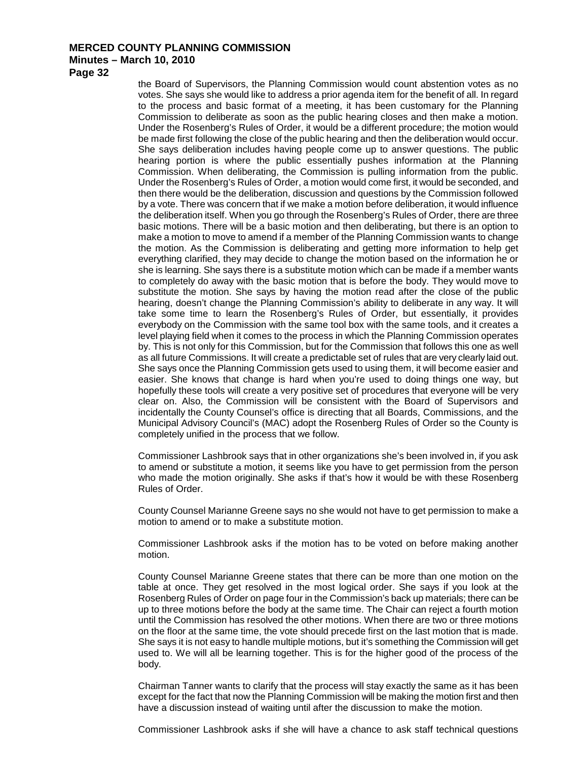the Board of Supervisors, the Planning Commission would count abstention votes as no votes. She says she would like to address a prior agenda item for the benefit of all. In regard to the process and basic format of a meeting, it has been customary for the Planning Commission to deliberate as soon as the public hearing closes and then make a motion. Under the Rosenberg's Rules of Order, it would be a different procedure; the motion would be made first following the close of the public hearing and then the deliberation would occur. She says deliberation includes having people come up to answer questions. The public hearing portion is where the public essentially pushes information at the Planning Commission. When deliberating, the Commission is pulling information from the public. Under the Rosenberg's Rules of Order, a motion would come first, it would be seconded, and then there would be the deliberation, discussion and questions by the Commission followed by a vote. There was concern that if we make a motion before deliberation, it would influence the deliberation itself. When you go through the Rosenberg's Rules of Order, there are three basic motions. There will be a basic motion and then deliberating, but there is an option to make a motion to move to amend if a member of the Planning Commission wants to change the motion. As the Commission is deliberating and getting more information to help get everything clarified, they may decide to change the motion based on the information he or she is learning. She says there is a substitute motion which can be made if a member wants to completely do away with the basic motion that is before the body. They would move to substitute the motion. She says by having the motion read after the close of the public hearing, doesn't change the Planning Commission's ability to deliberate in any way. It will take some time to learn the Rosenberg's Rules of Order, but essentially, it provides everybody on the Commission with the same tool box with the same tools, and it creates a level playing field when it comes to the process in which the Planning Commission operates by. This is not only for this Commission, but for the Commission that follows this one as well as all future Commissions. It will create a predictable set of rules that are very clearly laid out. She says once the Planning Commission gets used to using them, it will become easier and easier. She knows that change is hard when you're used to doing things one way, but hopefully these tools will create a very positive set of procedures that everyone will be very clear on. Also, the Commission will be consistent with the Board of Supervisors and incidentally the County Counsel's office is directing that all Boards, Commissions, and the Municipal Advisory Council's (MAC) adopt the Rosenberg Rules of Order so the County is completely unified in the process that we follow.

Commissioner Lashbrook says that in other organizations she's been involved in, if you ask to amend or substitute a motion, it seems like you have to get permission from the person who made the motion originally. She asks if that's how it would be with these Rosenberg Rules of Order.

County Counsel Marianne Greene says no she would not have to get permission to make a motion to amend or to make a substitute motion.

Commissioner Lashbrook asks if the motion has to be voted on before making another motion.

County Counsel Marianne Greene states that there can be more than one motion on the table at once. They get resolved in the most logical order. She says if you look at the Rosenberg Rules of Order on page four in the Commission's back up materials; there can be up to three motions before the body at the same time. The Chair can reject a fourth motion until the Commission has resolved the other motions. When there are two or three motions on the floor at the same time, the vote should precede first on the last motion that is made. She says it is not easy to handle multiple motions, but it's something the Commission will get used to. We will all be learning together. This is for the higher good of the process of the body.

Chairman Tanner wants to clarify that the process will stay exactly the same as it has been except for the fact that now the Planning Commission will be making the motion first and then have a discussion instead of waiting until after the discussion to make the motion.

Commissioner Lashbrook asks if she will have a chance to ask staff technical questions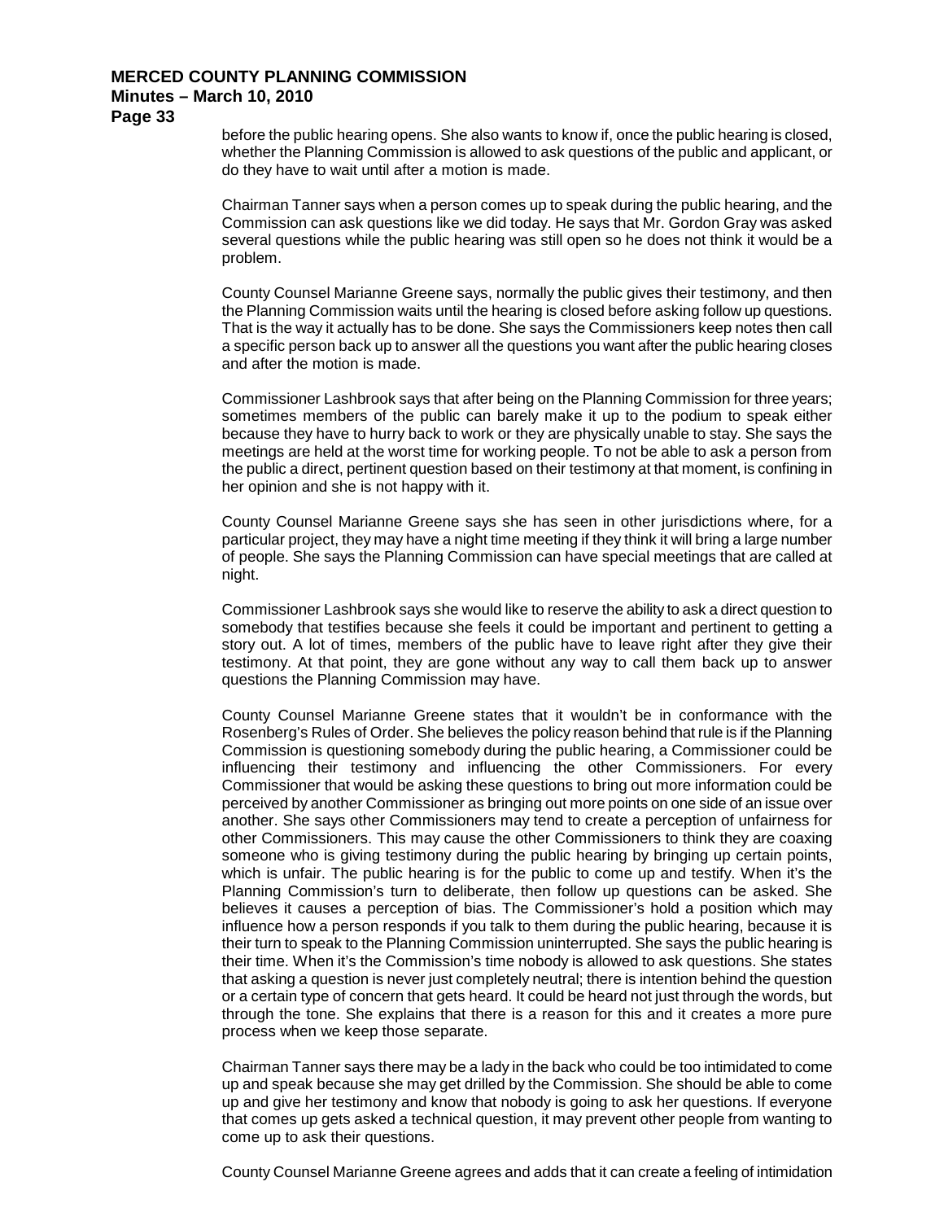before the public hearing opens. She also wants to know if, once the public hearing is closed, whether the Planning Commission is allowed to ask questions of the public and applicant, or do they have to wait until after a motion is made.

Chairman Tanner says when a person comes up to speak during the public hearing, and the Commission can ask questions like we did today. He says that Mr. Gordon Gray was asked several questions while the public hearing was still open so he does not think it would be a problem.

County Counsel Marianne Greene says, normally the public gives their testimony, and then the Planning Commission waits until the hearing is closed before asking follow up questions. That is the way it actually has to be done. She says the Commissioners keep notes then call a specific person back up to answer all the questions you want after the public hearing closes and after the motion is made.

Commissioner Lashbrook says that after being on the Planning Commission for three years; sometimes members of the public can barely make it up to the podium to speak either because they have to hurry back to work or they are physically unable to stay. She says the meetings are held at the worst time for working people. To not be able to ask a person from the public a direct, pertinent question based on their testimony at that moment, is confining in her opinion and she is not happy with it.

County Counsel Marianne Greene says she has seen in other jurisdictions where, for a particular project, they may have a night time meeting if they think it will bring a large number of people. She says the Planning Commission can have special meetings that are called at night.

Commissioner Lashbrook says she would like to reserve the ability to ask a direct question to somebody that testifies because she feels it could be important and pertinent to getting a story out. A lot of times, members of the public have to leave right after they give their testimony. At that point, they are gone without any way to call them back up to answer questions the Planning Commission may have.

County Counsel Marianne Greene states that it wouldn't be in conformance with the Rosenberg's Rules of Order. She believes the policy reason behind that rule is if the Planning Commission is questioning somebody during the public hearing, a Commissioner could be influencing their testimony and influencing the other Commissioners. For every Commissioner that would be asking these questions to bring out more information could be perceived by another Commissioner as bringing out more points on one side of an issue over another. She says other Commissioners may tend to create a perception of unfairness for other Commissioners. This may cause the other Commissioners to think they are coaxing someone who is giving testimony during the public hearing by bringing up certain points, which is unfair. The public hearing is for the public to come up and testify. When it's the Planning Commission's turn to deliberate, then follow up questions can be asked. She believes it causes a perception of bias. The Commissioner's hold a position which may influence how a person responds if you talk to them during the public hearing, because it is their turn to speak to the Planning Commission uninterrupted. She says the public hearing is their time. When it's the Commission's time nobody is allowed to ask questions. She states that asking a question is never just completely neutral; there is intention behind the question or a certain type of concern that gets heard. It could be heard not just through the words, but through the tone. She explains that there is a reason for this and it creates a more pure process when we keep those separate.

Chairman Tanner says there may be a lady in the back who could be too intimidated to come up and speak because she may get drilled by the Commission. She should be able to come up and give her testimony and know that nobody is going to ask her questions. If everyone that comes up gets asked a technical question, it may prevent other people from wanting to come up to ask their questions.

County Counsel Marianne Greene agrees and adds that it can create a feeling of intimidation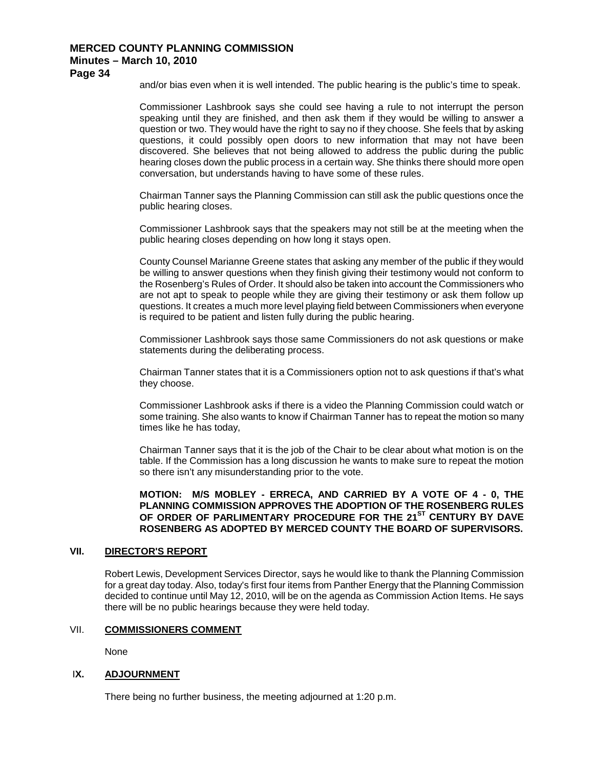and/or bias even when it is well intended. The public hearing is the public's time to speak.

Commissioner Lashbrook says she could see having a rule to not interrupt the person speaking until they are finished, and then ask them if they would be willing to answer a question or two. They would have the right to say no if they choose. She feels that by asking questions, it could possibly open doors to new information that may not have been discovered. She believes that not being allowed to address the public during the public hearing closes down the public process in a certain way. She thinks there should more open conversation, but understands having to have some of these rules.

Chairman Tanner says the Planning Commission can still ask the public questions once the public hearing closes.

Commissioner Lashbrook says that the speakers may not still be at the meeting when the public hearing closes depending on how long it stays open.

County Counsel Marianne Greene states that asking any member of the public if they would be willing to answer questions when they finish giving their testimony would not conform to the Rosenberg's Rules of Order. It should also be taken into account the Commissioners who are not apt to speak to people while they are giving their testimony or ask them follow up questions. It creates a much more level playing field between Commissioners when everyone is required to be patient and listen fully during the public hearing.

Commissioner Lashbrook says those same Commissioners do not ask questions or make statements during the deliberating process.

Chairman Tanner states that it is a Commissioners option not to ask questions if that's what they choose.

Commissioner Lashbrook asks if there is a video the Planning Commission could watch or some training. She also wants to know if Chairman Tanner has to repeat the motion so many times like he has today,

Chairman Tanner says that it is the job of the Chair to be clear about what motion is on the table. If the Commission has a long discussion he wants to make sure to repeat the motion so there isn't any misunderstanding prior to the vote.

**MOTION: M/S MOBLEY - ERRECA, AND CARRIED BY A VOTE OF 4 - 0, THE PLANNING COMMISSION APPROVES THE ADOPTION OF THE ROSENBERG RULES OF ORDER OF PARLIMENTARY PROCEDURE FOR THE 21ST CENTURY BY DAVE ROSENBERG AS ADOPTED BY MERCED COUNTY THE BOARD OF SUPERVISORS.**

## VII. DIRECTOR'S REPORT

Robert Lewis, Development Services Director, says he would like to thank the Planning Commission for a great day today. Also, today's first four items from Panther Energy that the Planning Commission decided to continue until May 12, 2010, will be on the agenda as Commission Action Items. He says there will be no public hearings because they were held today.

## VII. COMMISSIONERS COMMENT

None

## IX. ADJOURNMENT

There being no further business, the meeting adjourned at 1:20 p.m.